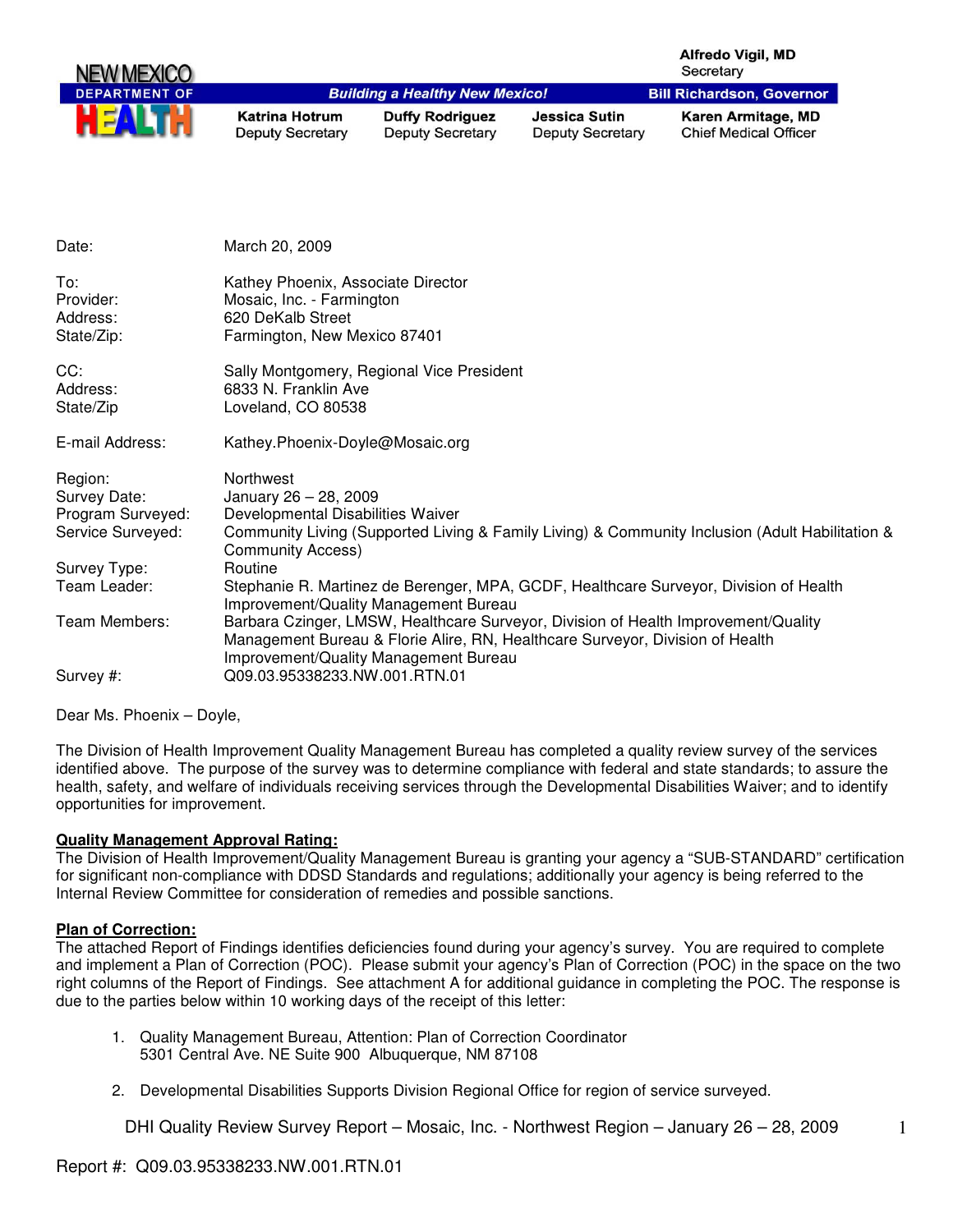NEW MEXICO DEPARTMENT OF HEALTH

**Building a Healthy New Mexico!**

Alfredo Vigil, MD
Secretary

Bill Richardson, Governor

Katrina Hotrum
Deputy Secretary

Duffy Rodriguez
Deputy Secretary

Jessica Sutin
Deputy Secretary

Karen Armitage, MD
Chief Medical Officer

| | |
|---|---|
| Date: | March 20, 2009 |
| To: | Kathey Phoenix, Associate Director |
| Provider: | Mosaic, Inc. - Farmington |
| Address: | 620 DeKalb Street |
| State/Zip: | Farmington, New Mexico 87401 |
| CC: | Sally Montgomery, Regional Vice President |
| Address: | 6833 N. Franklin Ave |
| State/Zip | Loveland, CO 80538 |
| E-mail Address: | Kathey.Phoenix-Doyle@Mosaic.org |
| Region: | Northwest |
| Survey Date: | January 26 – 28, 2009 |
| Program Surveyed: | Developmental Disabilities Waiver |
| Service Surveyed: | Community Living (Supported Living & Family Living) & Community Inclusion (Adult Habilitation & Community Access) |
| Survey Type: | Routine |
| Team Leader: | Stephanie R. Martinez de Berenger, MPA, GCDF, Healthcare Surveyor, Division of Health Improvement/Quality Management Bureau |
| Team Members: | Barbara Czinger, LMSW, Healthcare Surveyor, Division of Health Improvement/Quality Management Bureau & Florie Alire, RN, Healthcare Surveyor, Division of Health Improvement/Quality Management Bureau |
| Survey #: | Q09.03.95338233.NW.001.RTN.01 |

Dear Ms. Phoenix – Doyle,

The Division of Health Improvement Quality Management Bureau has completed a quality review survey of the services identified above. The purpose of the survey was to determine compliance with federal and state standards; to assure the health, safety, and welfare of individuals receiving services through the Developmental Disabilities Waiver; and to identify opportunities for improvement.

**Quality Management Approval Rating:**

The Division of Health Improvement/Quality Management Bureau is granting your agency a "SUB-STANDARD" certification for significant non-compliance with DDSD Standards and regulations; additionally your agency is being referred to the Internal Review Committee for consideration of remedies and possible sanctions.

**Plan of Correction:**

The attached Report of Findings identifies deficiencies found during your agency's survey. You are required to complete and implement a Plan of Correction (POC). Please submit your agency's Plan of Correction (POC) in the space on the two right columns of the Report of Findings. See attachment A for additional guidance in completing the POC. The response is due to the parties below within 10 working days of the receipt of this letter:

1. Quality Management Bureau, Attention: Plan of Correction Coordinator
   5301 Central Ave. NE Suite 900 Albuquerque, NM 87108

2. Developmental Disabilities Supports Division Regional Office for region of service surveyed.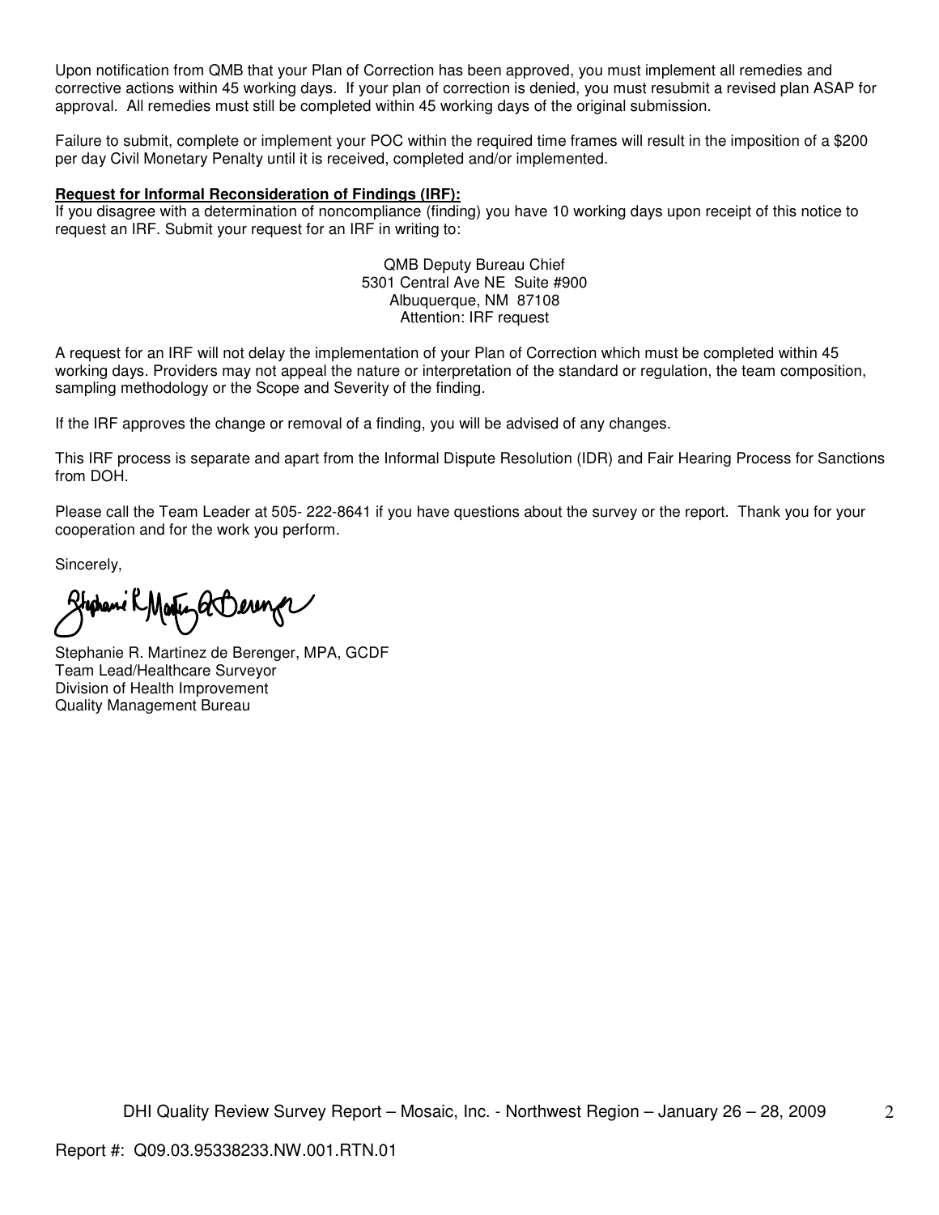Upon notification from QMB that your Plan of Correction has been approved, you must implement all remedies and corrective actions within 45 working days. If your plan of correction is denied, you must resubmit a revised plan ASAP for approval. All remedies must still be completed within 45 working days of the original submission.

Failure to submit, complete or implement your POC within the required time frames will result in the imposition of a $200 per day Civil Monetary Penalty until it is received, completed and/or implemented.

**Request for Informal Reconsideration of Findings (IRF):**

If you disagree with a determination of noncompliance (finding) you have 10 working days upon receipt of this notice to request an IRF. Submit your request for an IRF in writing to:

QMB Deputy Bureau Chief
5301 Central Ave NE Suite #900
Albuquerque, NM 87108
Attention: IRF request

A request for an IRF will not delay the implementation of your Plan of Correction which must be completed within 45 working days. Providers may not appeal the nature or interpretation of the standard or regulation, the team composition, sampling methodology or the Scope and Severity of the finding.

If the IRF approves the change or removal of a finding, you will be advised of any changes.

This IRF process is separate and apart from the Informal Dispute Resolution (IDR) and Fair Hearing Process for Sanctions from DOH.

Please call the Team Leader at 505- 222-8641 if you have questions about the survey or the report. Thank you for your cooperation and for the work you perform.

Sincerely,

Stephanie R. Martinez de Berenger, MPA, GCDF
Team Lead/Healthcare Surveyor
Division of Health Improvement
Quality Management Bureau

Report #: Q09.03.95338233.NW.001.RTN.01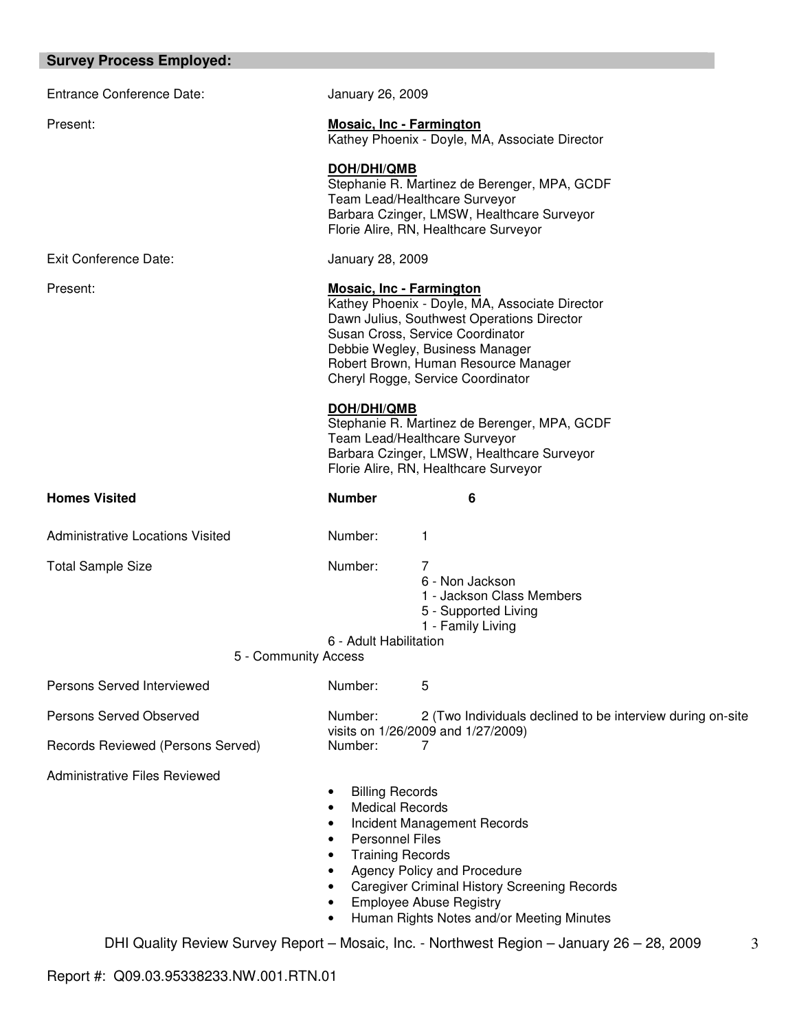## Survey Process Employed:

| | |
|---|---|
| Entrance Conference Date: | January 26, 2009 |
| Present: | **Mosaic, Inc - Farmington**<br>Kathey Phoenix - Doyle, MA, Associate Director<br><br>**DOH/DHI/QMB**<br>Stephanie R. Martinez de Berenger, MPA, GCDF<br>Team Lead/Healthcare Surveyor<br>Barbara Czinger, LMSW, Healthcare Surveyor<br>Florie Alire, RN, Healthcare Surveyor |
| Exit Conference Date: | January 28, 2009 |
| Present: | **Mosaic, Inc - Farmington**<br>Kathey Phoenix - Doyle, MA, Associate Director<br>Dawn Julius, Southwest Operations Director<br>Susan Cross, Service Coordinator<br>Debbie Wegley, Business Manager<br>Robert Brown, Human Resource Manager<br>Cheryl Rogge, Service Coordinator<br><br>**DOH/DHI/QMB**<br>Stephanie R. Martinez de Berenger, MPA, GCDF<br>Team Lead/Healthcare Surveyor<br>Barbara Czinger, LMSW, Healthcare Surveyor<br>Florie Alire, RN, Healthcare Surveyor |
| **Homes Visited** | **Number 6** |
| Administrative Locations Visited | Number: 1 |
| Total Sample Size | Number: 7<br>6 - Non Jackson<br>1 - Jackson Class Members<br>5 - Supported Living<br>1 - Family Living<br>6 - Adult Habilitation<br>5 - Community Access |
| Persons Served Interviewed | Number: 5 |
| Persons Served Observed | Number: 2 (Two Individuals declined to be interview during on-site visits on 1/26/2009 and 1/27/2009) |
| Records Reviewed (Persons Served) | Number: 7 |

Administrative Files Reviewed

- Billing Records
- Medical Records
- Incident Management Records
- Personnel Files
- Training Records
- Agency Policy and Procedure
- Caregiver Criminal History Screening Records
- Employee Abuse Registry
- Human Rights Notes and/or Meeting Minutes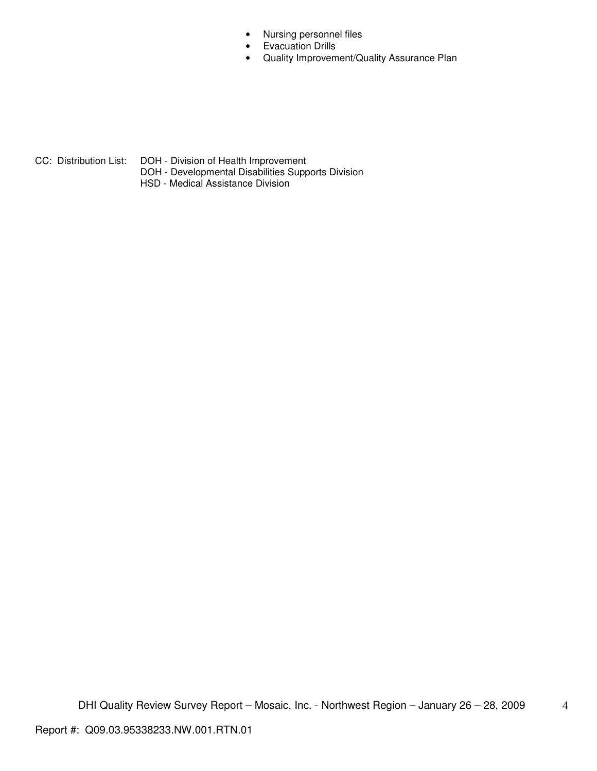- Nursing personnel files
- Evacuation Drills
- Quality Improvement/Quality Assurance Plan

CC: Distribution List: DOH - Division of Health Improvement
DOH - Developmental Disabilities Supports Division
HSD - Medical Assistance Division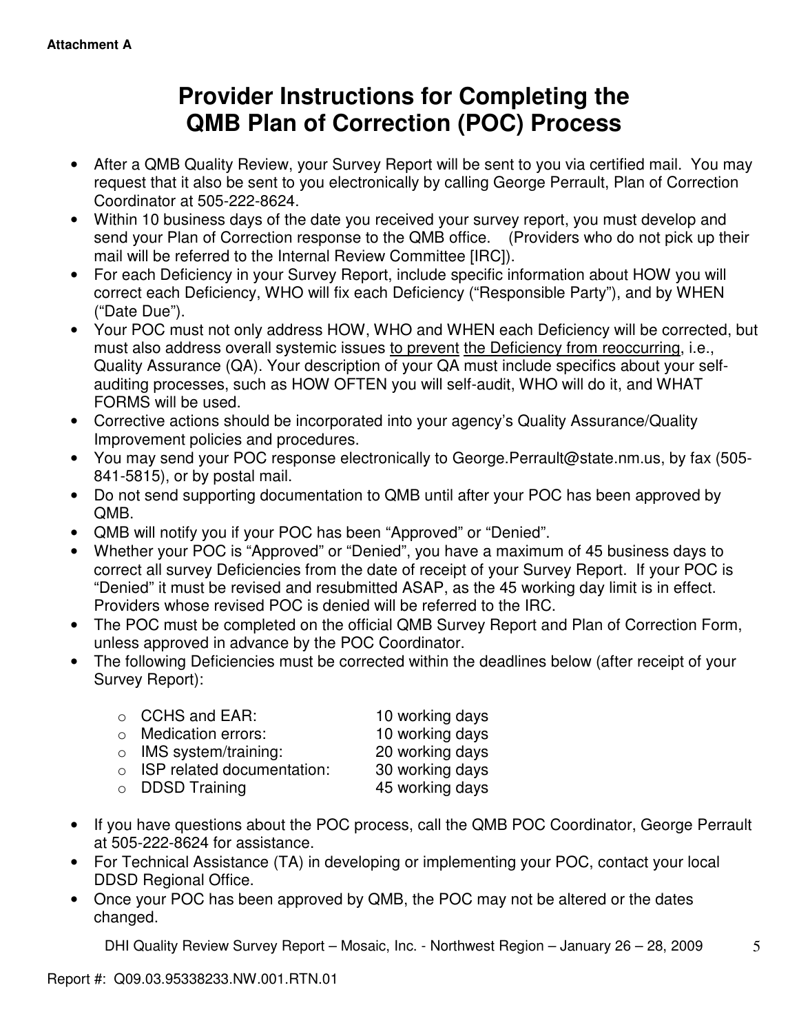Attachment A

# Provider Instructions for Completing the QMB Plan of Correction (POC) Process

- After a QMB Quality Review, your Survey Report will be sent to you via certified mail. You may request that it also be sent to you electronically by calling George Perrault, Plan of Correction Coordinator at 505-222-8624.
- Within 10 business days of the date you received your survey report, you must develop and send your Plan of Correction response to the QMB office. (Providers who do not pick up their mail will be referred to the Internal Review Committee [IRC]).
- For each Deficiency in your Survey Report, include specific information about HOW you will correct each Deficiency, WHO will fix each Deficiency ("Responsible Party"), and by WHEN ("Date Due").
- Your POC must not only address HOW, WHO and WHEN each Deficiency will be corrected, but must also address overall systemic issues <u>to prevent</u> <u>the Deficiency from reoccurring</u>, i.e., Quality Assurance (QA). Your description of your QA must include specifics about your self-auditing processes, such as HOW OFTEN you will self-audit, WHO will do it, and WHAT FORMS will be used.
- Corrective actions should be incorporated into your agency's Quality Assurance/Quality Improvement policies and procedures.
- You may send your POC response electronically to George.Perrault@state.nm.us, by fax (505-841-5815), or by postal mail.
- Do not send supporting documentation to QMB until after your POC has been approved by QMB.
- QMB will notify you if your POC has been "Approved" or "Denied".
- Whether your POC is "Approved" or "Denied", you have a maximum of 45 business days to correct all survey Deficiencies from the date of receipt of your Survey Report. If your POC is "Denied" it must be revised and resubmitted ASAP, as the 45 working day limit is in effect. Providers whose revised POC is denied will be referred to the IRC.
- The POC must be completed on the official QMB Survey Report and Plan of Correction Form, unless approved in advance by the POC Coordinator.
- The following Deficiencies must be corrected within the deadlines below (after receipt of your Survey Report):
  - CCHS and EAR: 10 working days
  - Medication errors: 10 working days
  - IMS system/training: 20 working days
  - ISP related documentation: 30 working days
  - DDSD Training 45 working days
- If you have questions about the POC process, call the QMB POC Coordinator, George Perrault at 505-222-8624 for assistance.
- For Technical Assistance (TA) in developing or implementing your POC, contact your local DDSD Regional Office.
- Once your POC has been approved by QMB, the POC may not be altered or the dates changed.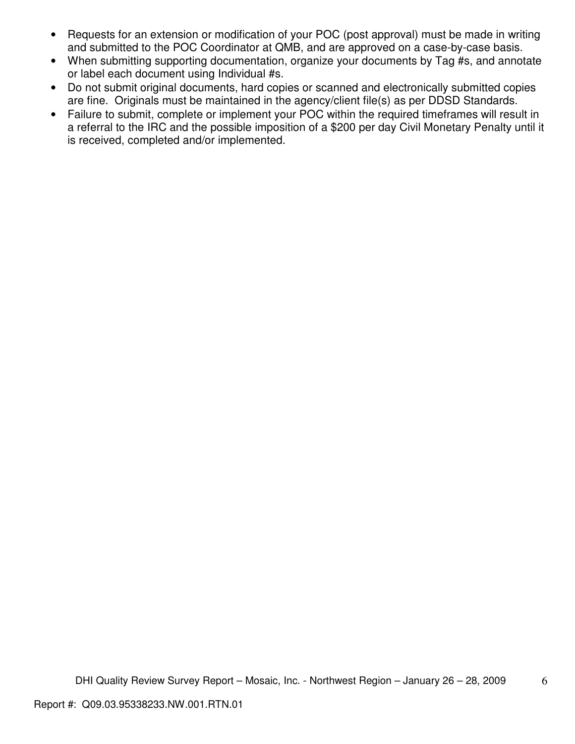- Requests for an extension or modification of your POC (post approval) must be made in writing and submitted to the POC Coordinator at QMB, and are approved on a case-by-case basis.
- When submitting supporting documentation, organize your documents by Tag #s, and annotate or label each document using Individual #s.
- Do not submit original documents, hard copies or scanned and electronically submitted copies are fine. Originals must be maintained in the agency/client file(s) as per DDSD Standards.
- Failure to submit, complete or implement your POC within the required timeframes will result in a referral to the IRC and the possible imposition of a $200 per day Civil Monetary Penalty until it is received, completed and/or implemented.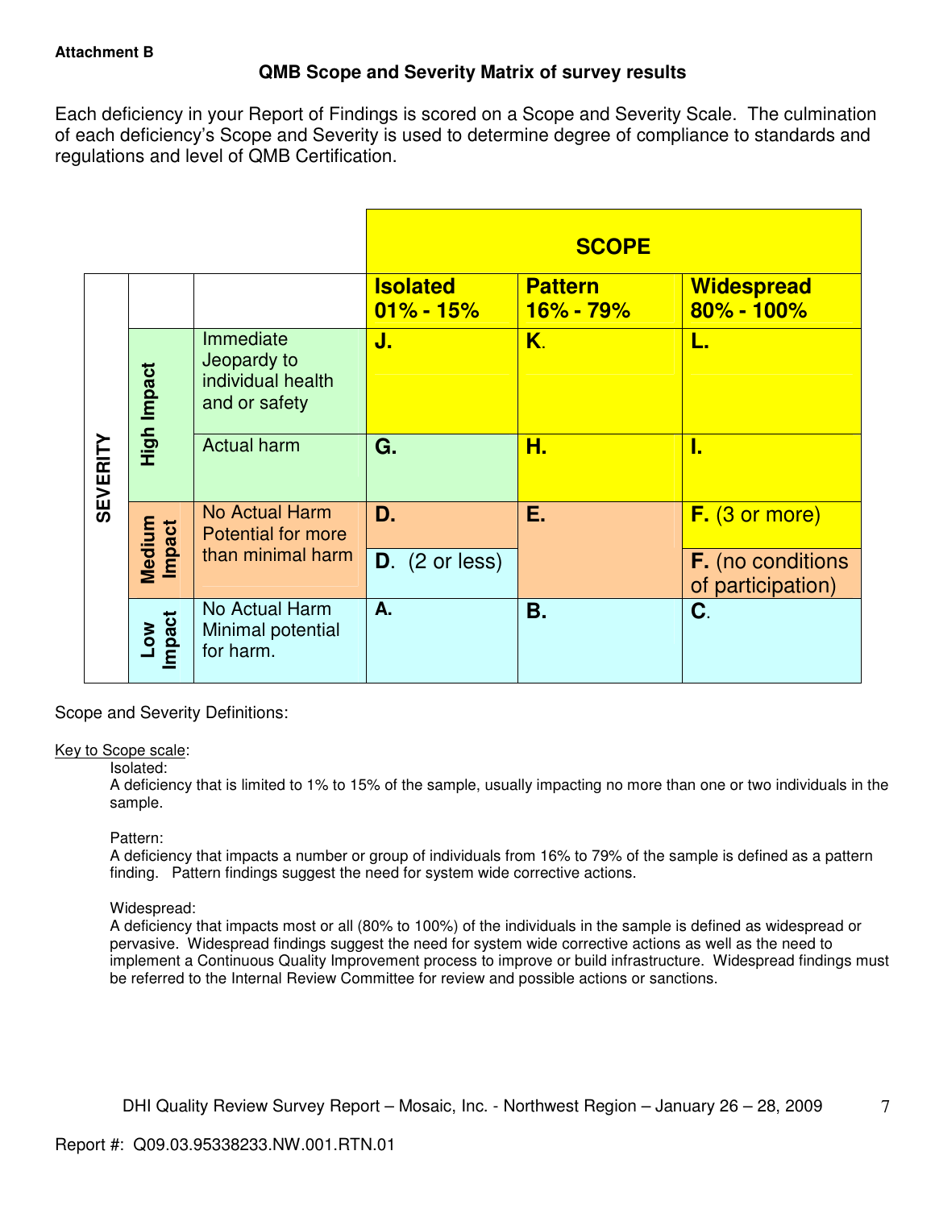**Attachment B**

## QMB Scope and Severity Matrix of survey results

Each deficiency in your Report of Findings is scored on a Scope and Severity Scale. The culmination of each deficiency's Scope and Severity is used to determine degree of compliance to standards and regulations and level of QMB Certification.

| | | | SCOPE | | |
|---|---|---|---|---|---|
| | | | **Isolated 01% - 15%** | **Pattern 16% - 79%** | **Widespread 80% - 100%** |
| SEVERITY | High Impact | Immediate Jeopardy to individual health and or safety | **J.** | **K.** | **L.** |
| | | Actual harm | **G.** | **H.** | **I.** |
| | Medium Impact | No Actual Harm Potential for more than minimal harm | **D.** | **E.** | **F.** (3 or more) |
| | | | **D.** (2 or less) | | **F.** (no conditions of participation) |
| | Low Impact | No Actual Harm Minimal potential for harm. | **A.** | **B.** | **C.** |

Scope and Severity Definitions:

Key to Scope scale:

Isolated:
A deficiency that is limited to 1% to 15% of the sample, usually impacting no more than one or two individuals in the sample.

Pattern:
A deficiency that impacts a number or group of individuals from 16% to 79% of the sample is defined as a pattern finding. Pattern findings suggest the need for system wide corrective actions.

Widespread:
A deficiency that impacts most or all (80% to 100%) of the individuals in the sample is defined as widespread or pervasive. Widespread findings suggest the need for system wide corrective actions as well as the need to implement a Continuous Quality Improvement process to improve or build infrastructure. Widespread findings must be referred to the Internal Review Committee for review and possible actions or sanctions.

DHI Quality Review Survey Report – Mosaic, Inc. - Northwest Region – January 26 – 28, 2009

Report #: Q09.03.95338233.NW.001.RTN.01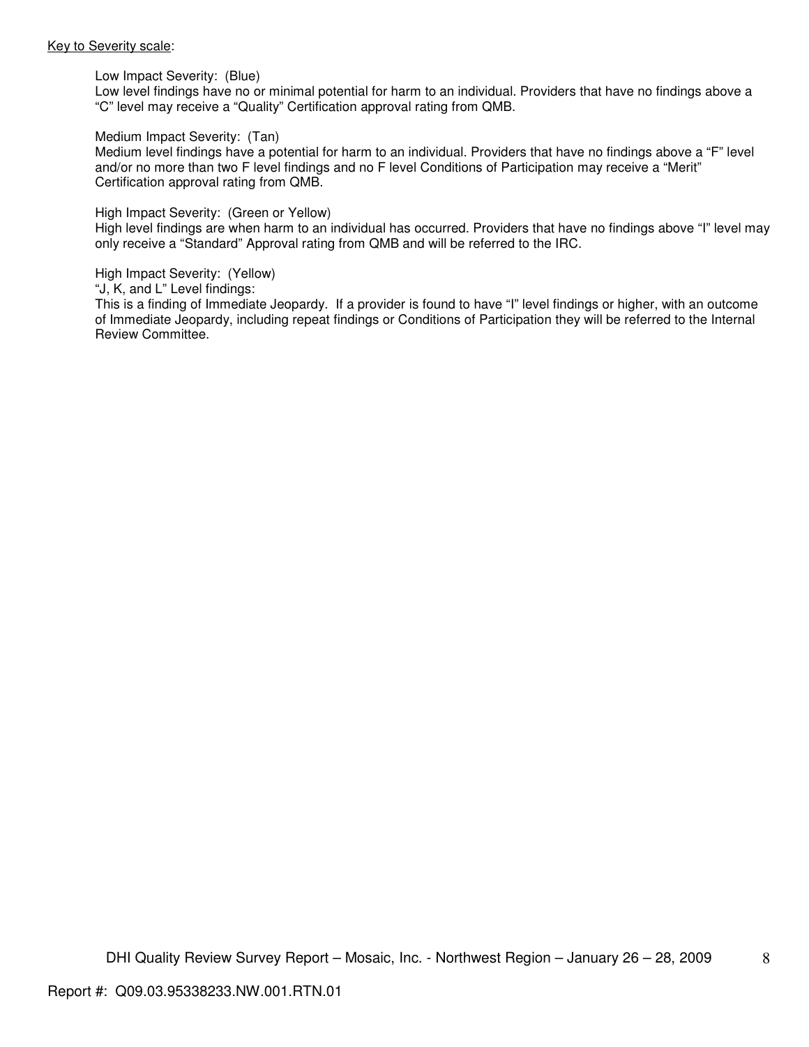<u>Key to Severity scale</u>:

Low Impact Severity: (Blue)
Low level findings have no or minimal potential for harm to an individual. Providers that have no findings above a "C" level may receive a "Quality" Certification approval rating from QMB.

Medium Impact Severity: (Tan)
Medium level findings have a potential for harm to an individual. Providers that have no findings above a "F" level and/or no more than two F level findings and no F level Conditions of Participation may receive a "Merit" Certification approval rating from QMB.

High Impact Severity: (Green or Yellow)
High level findings are when harm to an individual has occurred. Providers that have no findings above "I" level may only receive a "Standard" Approval rating from QMB and will be referred to the IRC.

High Impact Severity: (Yellow)
"J, K, and L" Level findings:
This is a finding of Immediate Jeopardy. If a provider is found to have "I" level findings or higher, with an outcome of Immediate Jeopardy, including repeat findings or Conditions of Participation they will be referred to the Internal Review Committee.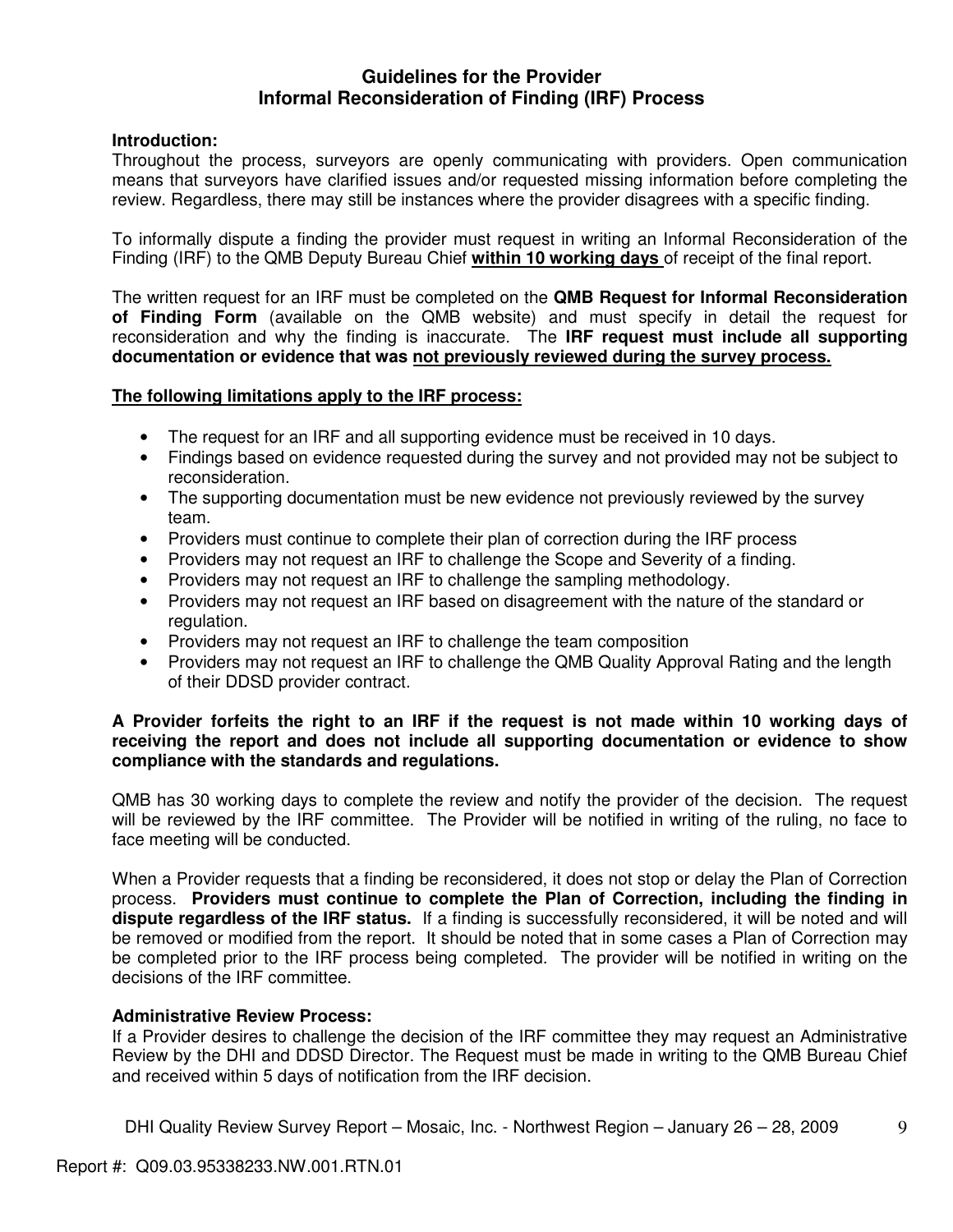# Guidelines for the Provider Informal Reconsideration of Finding (IRF) Process

**Introduction:**
Throughout the process, surveyors are openly communicating with providers. Open communication means that surveyors have clarified issues and/or requested missing information before completing the review. Regardless, there may still be instances where the provider disagrees with a specific finding.

To informally dispute a finding the provider must request in writing an Informal Reconsideration of the Finding (IRF) to the QMB Deputy Bureau Chief **within 10 working days** of receipt of the final report.

The written request for an IRF must be completed on the **QMB Request for Informal Reconsideration of Finding Form** (available on the QMB website) and must specify in detail the request for reconsideration and why the finding is inaccurate. The **IRF request must include all supporting documentation or evidence that was not previously reviewed during the survey process.**

**The following limitations apply to the IRF process:**

- The request for an IRF and all supporting evidence must be received in 10 days.
- Findings based on evidence requested during the survey and not provided may not be subject to reconsideration.
- The supporting documentation must be new evidence not previously reviewed by the survey team.
- Providers must continue to complete their plan of correction during the IRF process
- Providers may not request an IRF to challenge the Scope and Severity of a finding.
- Providers may not request an IRF to challenge the sampling methodology.
- Providers may not request an IRF based on disagreement with the nature of the standard or regulation.
- Providers may not request an IRF to challenge the team composition
- Providers may not request an IRF to challenge the QMB Quality Approval Rating and the length of their DDSD provider contract.

**A Provider forfeits the right to an IRF if the request is not made within 10 working days of receiving the report and does not include all supporting documentation or evidence to show compliance with the standards and regulations.**

QMB has 30 working days to complete the review and notify the provider of the decision. The request will be reviewed by the IRF committee. The Provider will be notified in writing of the ruling, no face to face meeting will be conducted.

When a Provider requests that a finding be reconsidered, it does not stop or delay the Plan of Correction process. **Providers must continue to complete the Plan of Correction, including the finding in dispute regardless of the IRF status.** If a finding is successfully reconsidered, it will be noted and will be removed or modified from the report. It should be noted that in some cases a Plan of Correction may be completed prior to the IRF process being completed. The provider will be notified in writing on the decisions of the IRF committee.

**Administrative Review Process:**
If a Provider desires to challenge the decision of the IRF committee they may request an Administrative Review by the DHI and DDSD Director. The Request must be made in writing to the QMB Bureau Chief and received within 5 days of notification from the IRF decision.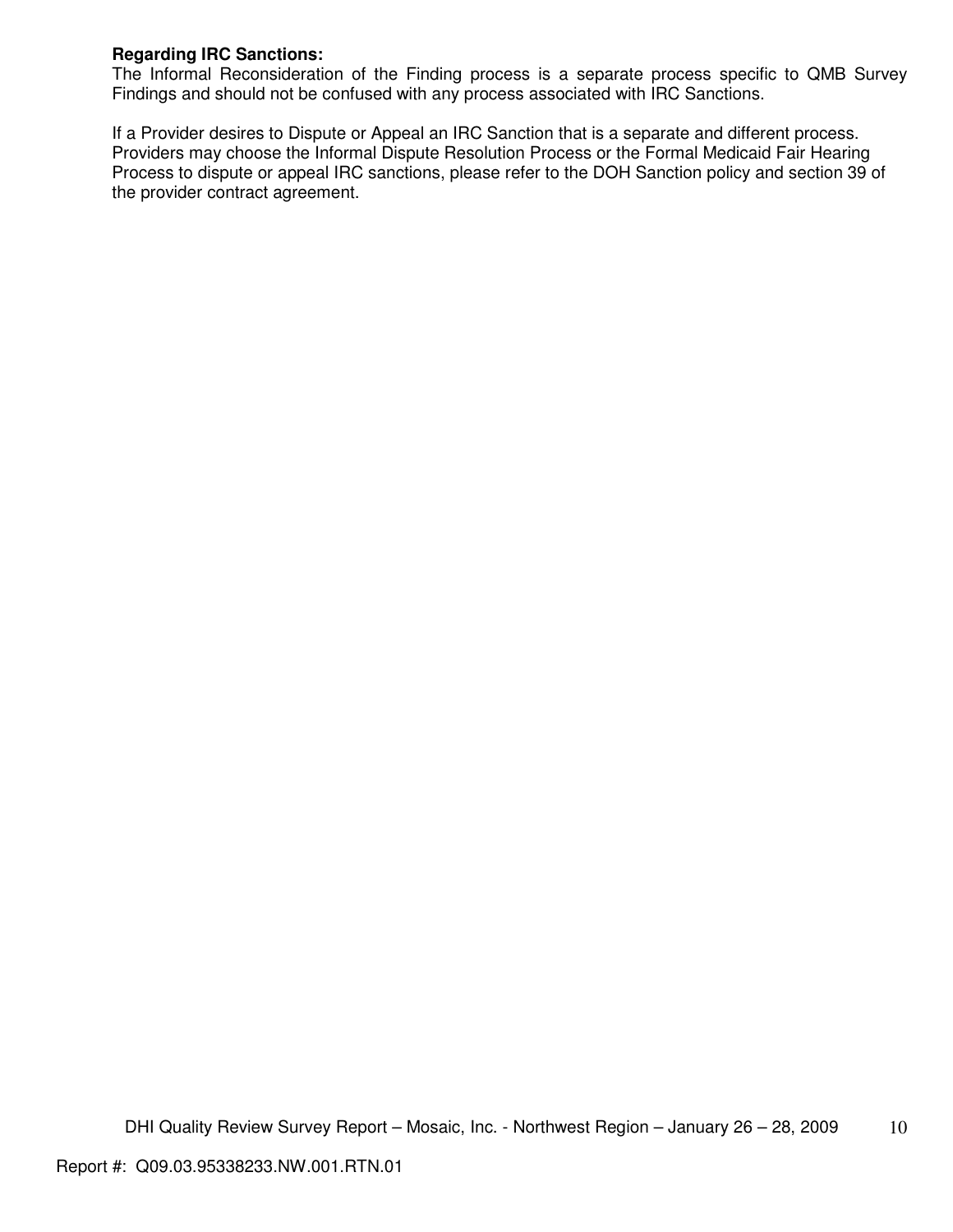**Regarding IRC Sanctions:**
The Informal Reconsideration of the Finding process is a separate process specific to QMB Survey Findings and should not be confused with any process associated with IRC Sanctions.

If a Provider desires to Dispute or Appeal an IRC Sanction that is a separate and different process. Providers may choose the Informal Dispute Resolution Process or the Formal Medicaid Fair Hearing Process to dispute or appeal IRC sanctions, please refer to the DOH Sanction policy and section 39 of the provider contract agreement.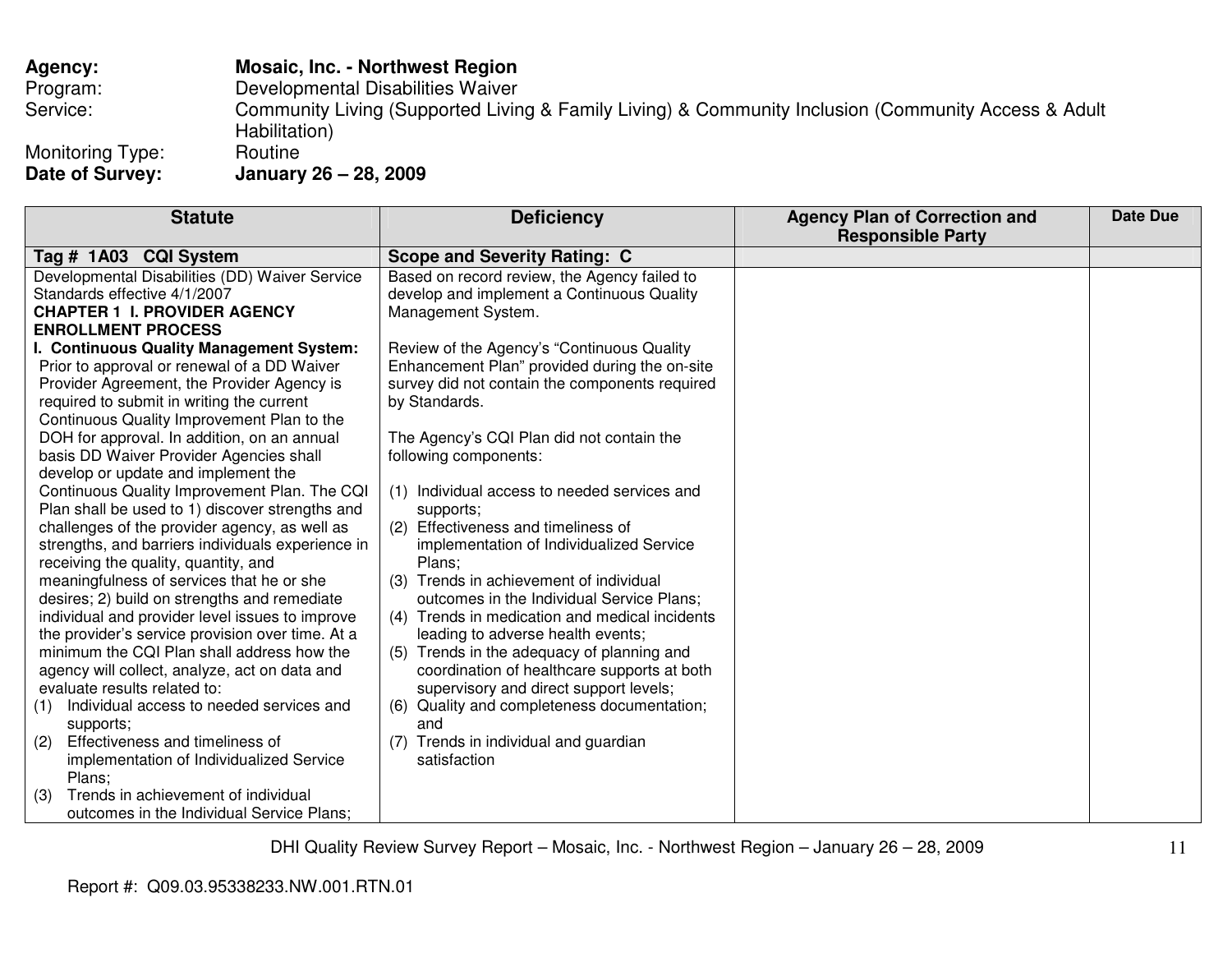**Agency:** **Mosaic, Inc. - Northwest Region**
Program: Developmental Disabilities Waiver
Service: Community Living (Supported Living & Family Living) & Community Inclusion (Community Access & Adult Habilitation)
Monitoring Type: Routine
**Date of Survey:** **January 26 – 28, 2009**

| Statute | Deficiency | Agency Plan of Correction and Responsible Party | Date Due |
|---|---|---|---|
| **Tag # 1A03 CQI System** | **Scope and Severity Rating: C** | | |
| Developmental Disabilities (DD) Waiver Service Standards effective 4/1/2007<br>**CHAPTER 1 I. PROVIDER AGENCY ENROLLMENT PROCESS**<br>**I. Continuous Quality Management System:** Prior to approval or renewal of a DD Waiver Provider Agreement, the Provider Agency is required to submit in writing the current Continuous Quality Improvement Plan to the DOH for approval. In addition, on an annual basis DD Waiver Provider Agencies shall develop or update and implement the Continuous Quality Improvement Plan. The CQI Plan shall be used to 1) discover strengths and challenges of the provider agency, as well as strengths, and barriers individuals experience in receiving the quality, quantity, and meaningfulness of services that he or she desires; 2) build on strengths and remediate individual and provider level issues to improve the provider's service provision over time. At a minimum the CQI Plan shall address how the agency will collect, analyze, act on data and evaluate results related to:<br>(1) Individual access to needed services and supports;<br>(2) Effectiveness and timeliness of implementation of Individualized Service Plans;<br>(3) Trends in achievement of individual outcomes in the Individual Service Plans; | Based on record review, the Agency failed to develop and implement a Continuous Quality Management System.<br><br>Review of the Agency's "Continuous Quality Enhancement Plan" provided during the on-site survey did not contain the components required by Standards.<br><br>The Agency's CQI Plan did not contain the following components:<br><br>(1) Individual access to needed services and supports;<br>(2) Effectiveness and timeliness of implementation of Individualized Service Plans;<br>(3) Trends in achievement of individual outcomes in the Individual Service Plans;<br>(4) Trends in medication and medical incidents leading to adverse health events;<br>(5) Trends in the adequacy of planning and coordination of healthcare supports at both supervisory and direct support levels;<br>(6) Quality and completeness documentation; and<br>(7) Trends in individual and guardian satisfaction | | |

Report #: Q09.03.95338233.NW.001.RTN.01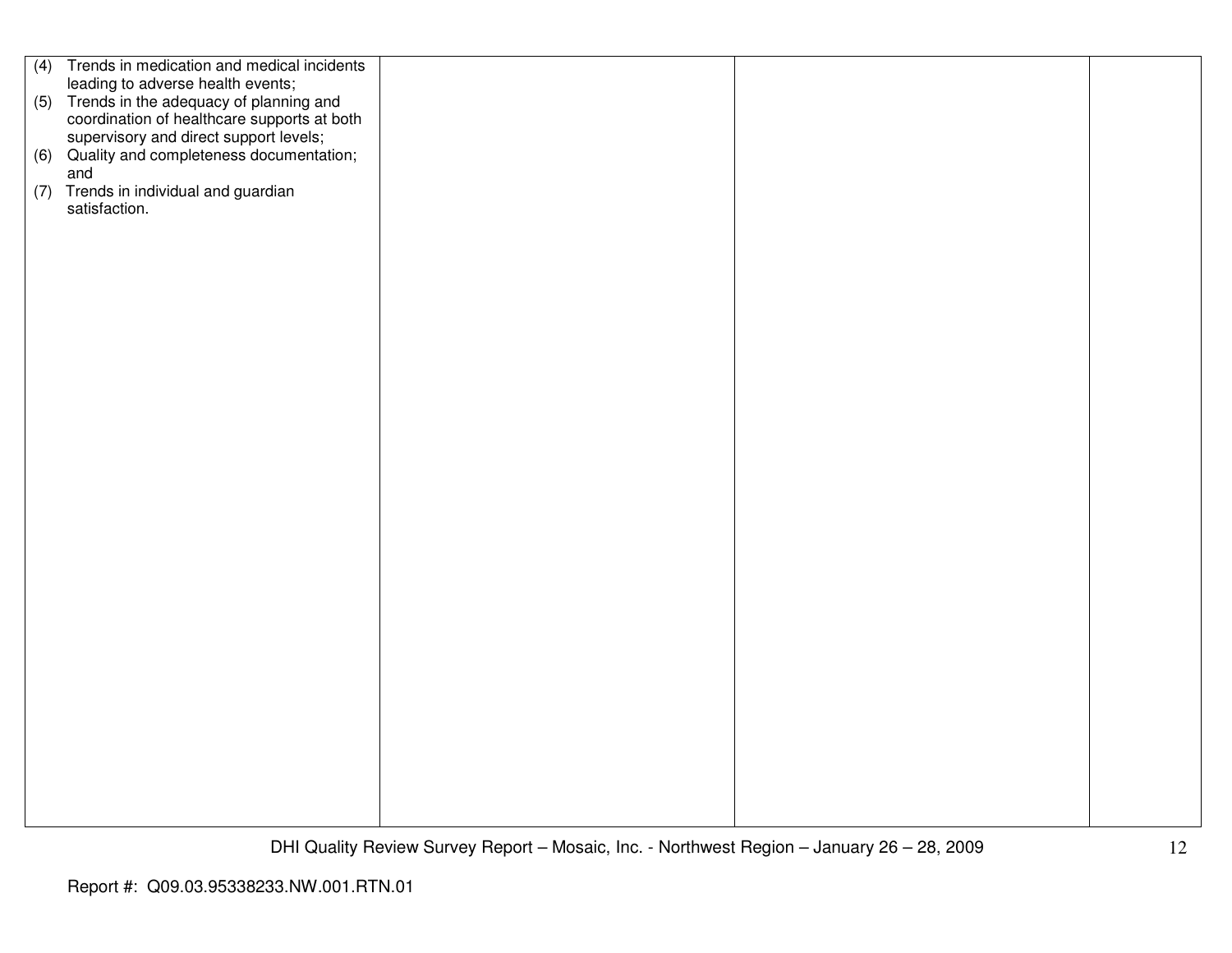| | | | |
|---|---|---|---|
| (4) Trends in medication and medical incidents leading to adverse health events;<br>(5) Trends in the adequacy of planning and coordination of healthcare supports at both supervisory and direct support levels;<br>(6) Quality and completeness documentation; and<br>(7) Trends in individual and guardian satisfaction. | | | |

Report #: Q09.03.95338233.NW.001.RTN.01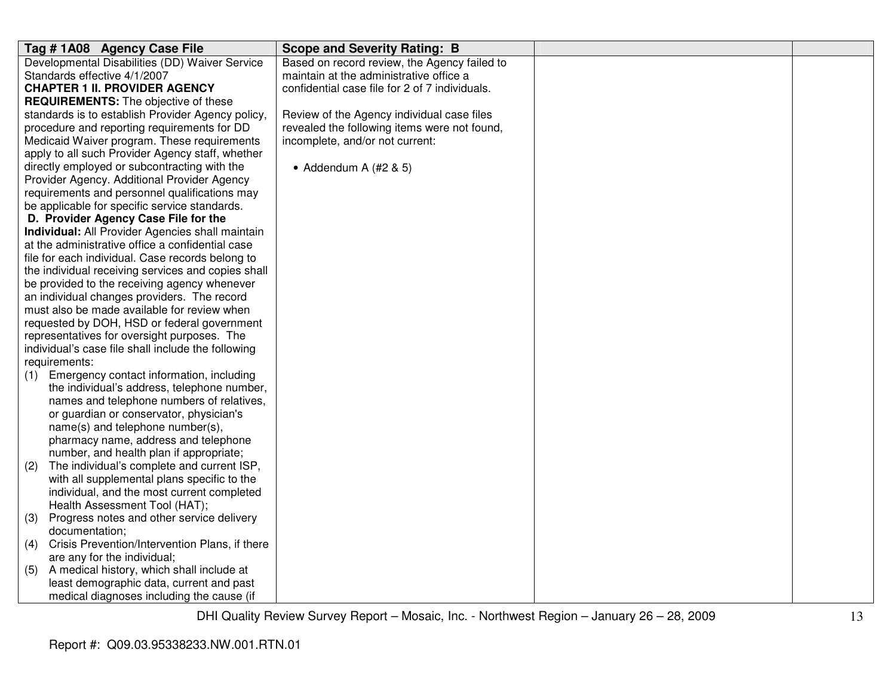| Tag # 1A08 Agency Case File | Scope and Severity Rating: B | | |
|---|---|---|---|
| Developmental Disabilities (DD) Waiver Service Standards effective 4/1/2007<br>**CHAPTER 1 II. PROVIDER AGENCY REQUIREMENTS:** The objective of these standards is to establish Provider Agency policy, procedure and reporting requirements for DD Medicaid Waiver program. These requirements apply to all such Provider Agency staff, whether directly employed or subcontracting with the Provider Agency. Additional Provider Agency requirements and personnel qualifications may be applicable for specific service standards.<br>**D. Provider Agency Case File for the Individual:** All Provider Agencies shall maintain at the administrative office a confidential case file for each individual. Case records belong to the individual receiving services and copies shall be provided to the receiving agency whenever an individual changes providers. The record must also be made available for review when requested by DOH, HSD or federal government representatives for oversight purposes. The individual's case file shall include the following requirements:<br>(1) Emergency contact information, including the individual's address, telephone number, names and telephone numbers of relatives, or guardian or conservator, physician's name(s) and telephone number(s), pharmacy name, address and telephone number, and health plan if appropriate;<br>(2) The individual's complete and current ISP, with all supplemental plans specific to the individual, and the most current completed Health Assessment Tool (HAT);<br>(3) Progress notes and other service delivery documentation;<br>(4) Crisis Prevention/Intervention Plans, if there are any for the individual;<br>(5) A medical history, which shall include at least demographic data, current and past medical diagnoses including the cause (if | Based on record review, the Agency failed to maintain at the administrative office a confidential case file for 2 of 7 individuals.<br><br>Review of the Agency individual case files revealed the following items were not found, incomplete, and/or not current:<br><br>• Addendum A (#2 & 5) | | |

Report #: Q09.03.95338233.NW.001.RTN.01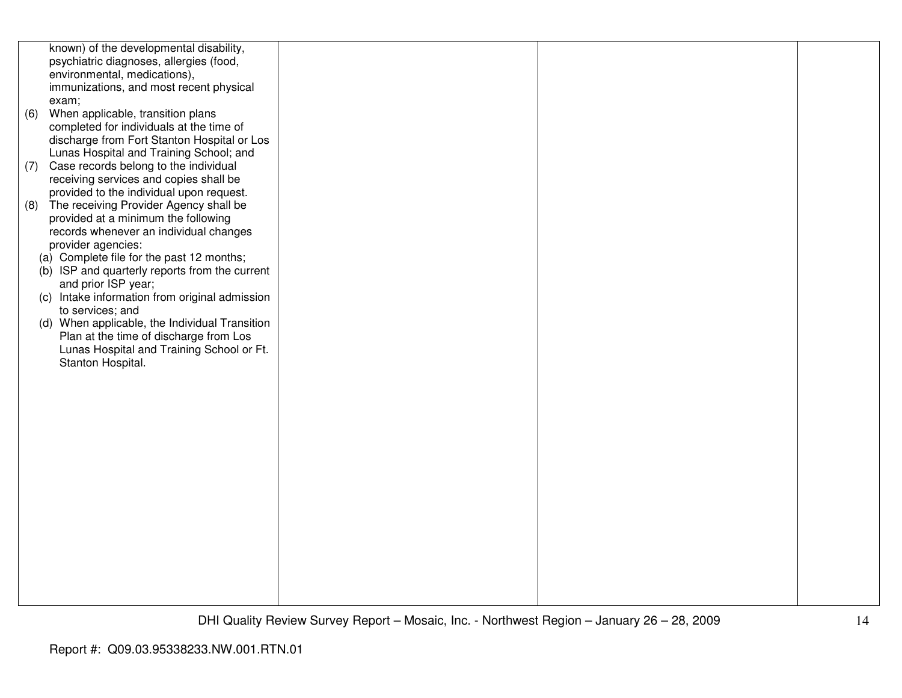| | | | |
|---|---|---|---|
| known) of the developmental disability, psychiatric diagnoses, allergies (food, environmental, medications), immunizations, and most recent physical exam;<br>(6) When applicable, transition plans completed for individuals at the time of discharge from Fort Stanton Hospital or Los Lunas Hospital and Training School; and<br>(7) Case records belong to the individual receiving services and copies shall be provided to the individual upon request.<br>(8) The receiving Provider Agency shall be provided at a minimum the following records whenever an individual changes provider agencies:<br>(a) Complete file for the past 12 months;<br>(b) ISP and quarterly reports from the current and prior ISP year;<br>(c) Intake information from original admission to services; and<br>(d) When applicable, the Individual Transition Plan at the time of discharge from Los Lunas Hospital and Training School or Ft. Stanton Hospital. | | | |

Report #: Q09.03.95338233.NW.001.RTN.01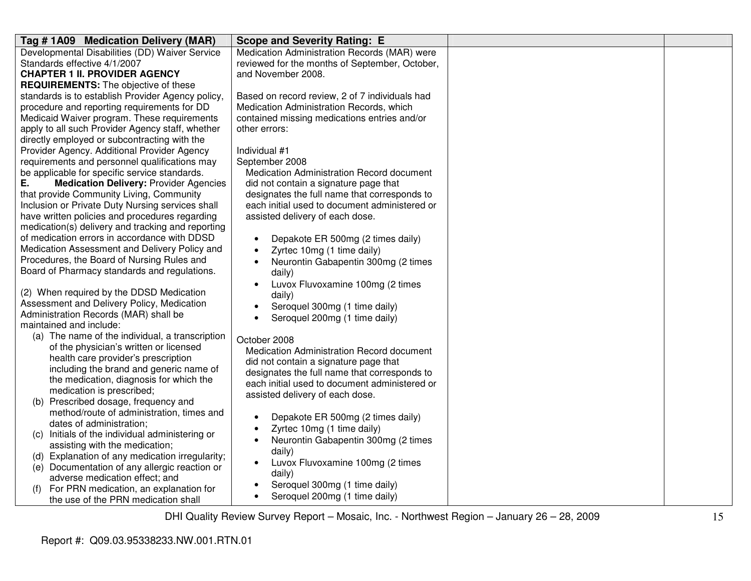| Tag # 1A09 Medication Delivery (MAR) | Scope and Severity Rating: E | | |
|---|---|---|---|
| Developmental Disabilities (DD) Waiver Service Standards effective 4/1/2007<br>**CHAPTER 1 II. PROVIDER AGENCY REQUIREMENTS:** The objective of these standards is to establish Provider Agency policy, procedure and reporting requirements for DD Medicaid Waiver program. These requirements apply to all such Provider Agency staff, whether directly employed or subcontracting with the Provider Agency. Additional Provider Agency requirements and personnel qualifications may be applicable for specific service standards.<br>**E. Medication Delivery:** Provider Agencies that provide Community Living, Community Inclusion or Private Duty Nursing services shall have written policies and procedures regarding medication(s) delivery and tracking and reporting of medication errors in accordance with DDSD Medication Assessment and Delivery Policy and Procedures, the Board of Nursing Rules and Board of Pharmacy standards and regulations.<br><br>(2) When required by the DDSD Medication Assessment and Delivery Policy, Medication Administration Records (MAR) shall be maintained and include:<br>(a) The name of the individual, a transcription of the physician's written or licensed health care provider's prescription including the brand and generic name of the medication, diagnosis for which the medication is prescribed;<br>(b) Prescribed dosage, frequency and method/route of administration, times and dates of administration;<br>(c) Initials of the individual administering or assisting with the medication;<br>(d) Explanation of any medication irregularity;<br>(e) Documentation of any allergic reaction or adverse medication effect; and<br>(f) For PRN medication, an explanation for the use of the PRN medication shall | Medication Administration Records (MAR) were reviewed for the months of September, October, and November 2008.<br><br>Based on record review, 2 of 7 individuals had Medication Administration Records, which contained missing medications entries and/or other errors:<br><br>Individual #1<br>September 2008<br>Medication Administration Record document did not contain a signature page that designates the full name that corresponds to each initial used to document administered or assisted delivery of each dose.<br>• Depakote ER 500mg (2 times daily)<br>• Zyrtec 10mg (1 time daily)<br>• Neurontin Gabapentin 300mg (2 times daily)<br>• Luvox Fluvoxamine 100mg (2 times daily)<br>• Seroquel 300mg (1 time daily)<br>• Seroquel 200mg (1 time daily)<br><br>October 2008<br>Medication Administration Record document did not contain a signature page that designates the full name that corresponds to each initial used to document administered or assisted delivery of each dose.<br>• Depakote ER 500mg (2 times daily)<br>• Zyrtec 10mg (1 time daily)<br>• Neurontin Gabapentin 300mg (2 times daily)<br>• Luvox Fluvoxamine 100mg (2 times daily)<br>• Seroquel 300mg (1 time daily)<br>• Seroquel 200mg (1 time daily) | | |

Report #: Q09.03.95338233.NW.001.RTN.01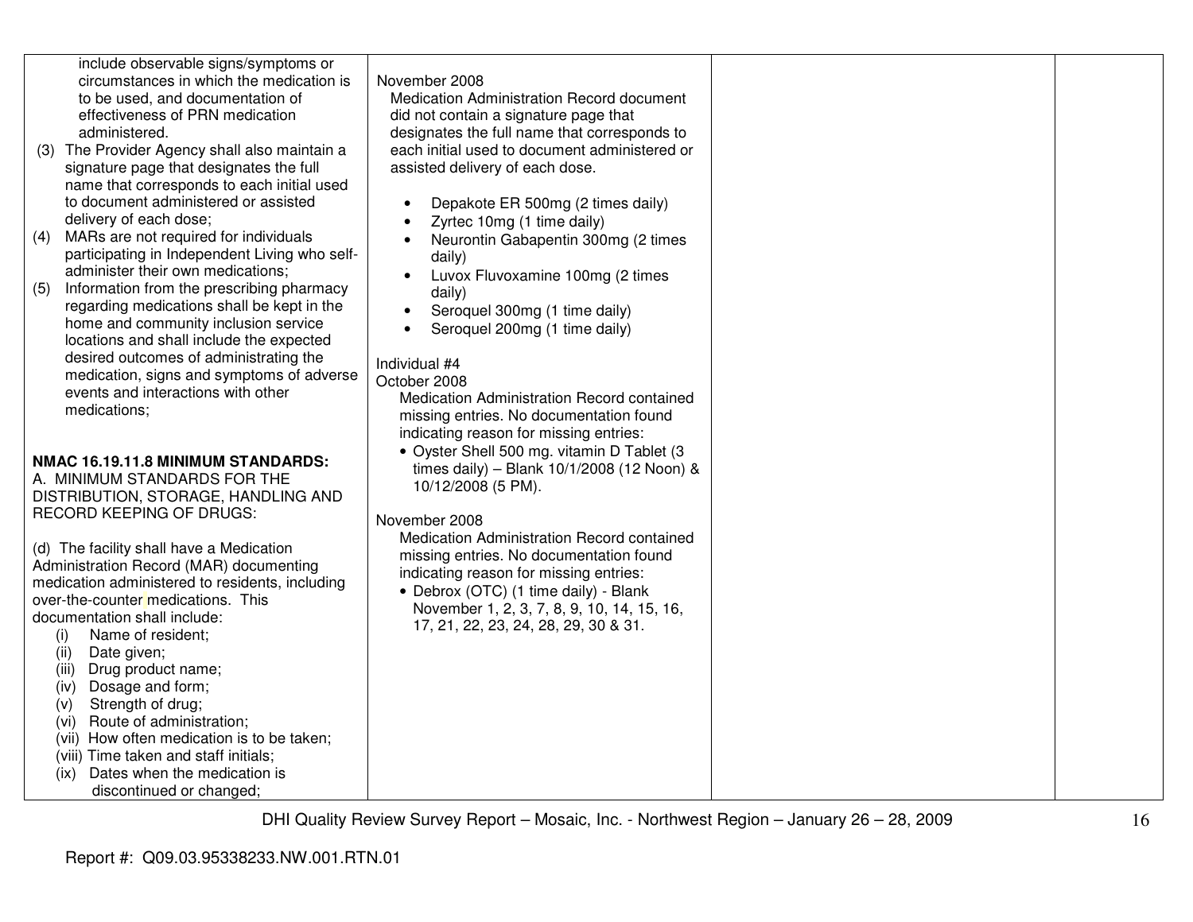| | | | |
|---|---|---|---|
| include observable signs/symptoms or circumstances in which the medication is to be used, and documentation of effectiveness of PRN medication administered.<br>(3) The Provider Agency shall also maintain a signature page that designates the full name that corresponds to each initial used to document administered or assisted delivery of each dose;<br>(4) MARs are not required for individuals participating in Independent Living who self-administer their own medications;<br>(5) Information from the prescribing pharmacy regarding medications shall be kept in the home and community inclusion service locations and shall include the expected desired outcomes of administrating the medication, signs and symptoms of adverse events and interactions with other medications;<br><br>**NMAC 16.19.11.8 MINIMUM STANDARDS:**<br>A. MINIMUM STANDARDS FOR THE DISTRIBUTION, STORAGE, HANDLING AND RECORD KEEPING OF DRUGS:<br><br>(d) The facility shall have a Medication Administration Record (MAR) documenting medication administered to residents, including over-the-counter medications. This documentation shall include:<br>(i) Name of resident;<br>(ii) Date given;<br>(iii) Drug product name;<br>(iv) Dosage and form;<br>(v) Strength of drug;<br>(vi) Route of administration;<br>(vii) How often medication is to be taken;<br>(viii) Time taken and staff initials;<br>(ix) Dates when the medication is discontinued or changed; | November 2008<br>Medication Administration Record document did not contain a signature page that designates the full name that corresponds to each initial used to document administered or assisted delivery of each dose.<br>• Depakote ER 500mg (2 times daily)<br>• Zyrtec 10mg (1 time daily)<br>• Neurontin Gabapentin 300mg (2 times daily)<br>• Luvox Fluvoxamine 100mg (2 times daily)<br>• Seroquel 300mg (1 time daily)<br>• Seroquel 200mg (1 time daily)<br><br>Individual #4<br>October 2008<br>Medication Administration Record contained missing entries. No documentation found indicating reason for missing entries:<br>• Oyster Shell 500 mg. vitamin D Tablet (3 times daily) – Blank 10/1/2008 (12 Noon) & 10/12/2008 (5 PM).<br><br>November 2008<br>Medication Administration Record contained missing entries. No documentation found indicating reason for missing entries:<br>• Debrox (OTC) (1 time daily) - Blank November 1, 2, 3, 7, 8, 9, 10, 14, 15, 16, 17, 21, 22, 23, 24, 28, 29, 30 & 31. | | |

DHI Quality Review Survey Report – Mosaic, Inc. - Northwest Region – January 26 – 28, 2009

Report #: Q09.03.95338233.NW.001.RTN.01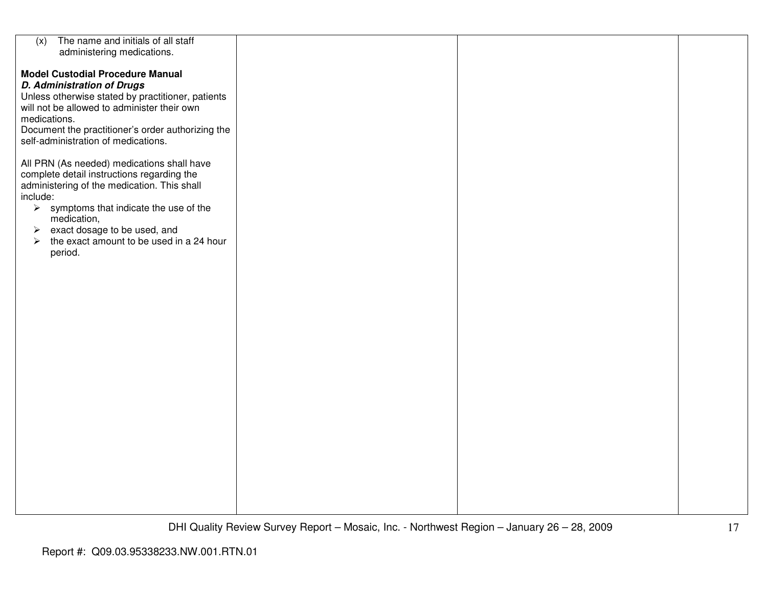| | | | |
|---|---|---|---|
| (x) The name and initials of all staff administering medications.<br><br>**Model Custodial Procedure Manual**<br>***D. Administration of Drugs***<br>Unless otherwise stated by practitioner, patients will not be allowed to administer their own medications.<br>Document the practitioner's order authorizing the self-administration of medications.<br><br>All PRN (As needed) medications shall have complete detail instructions regarding the administering of the medication. This shall include:<br>➢ symptoms that indicate the use of the medication,<br>➢ exact dosage to be used, and<br>➢ the exact amount to be used in a 24 hour period. | | | |

DHI Quality Review Survey Report – Mosaic, Inc. - Northwest Region – January 26 – 28, 2009

Report #: Q09.03.95338233.NW.001.RTN.01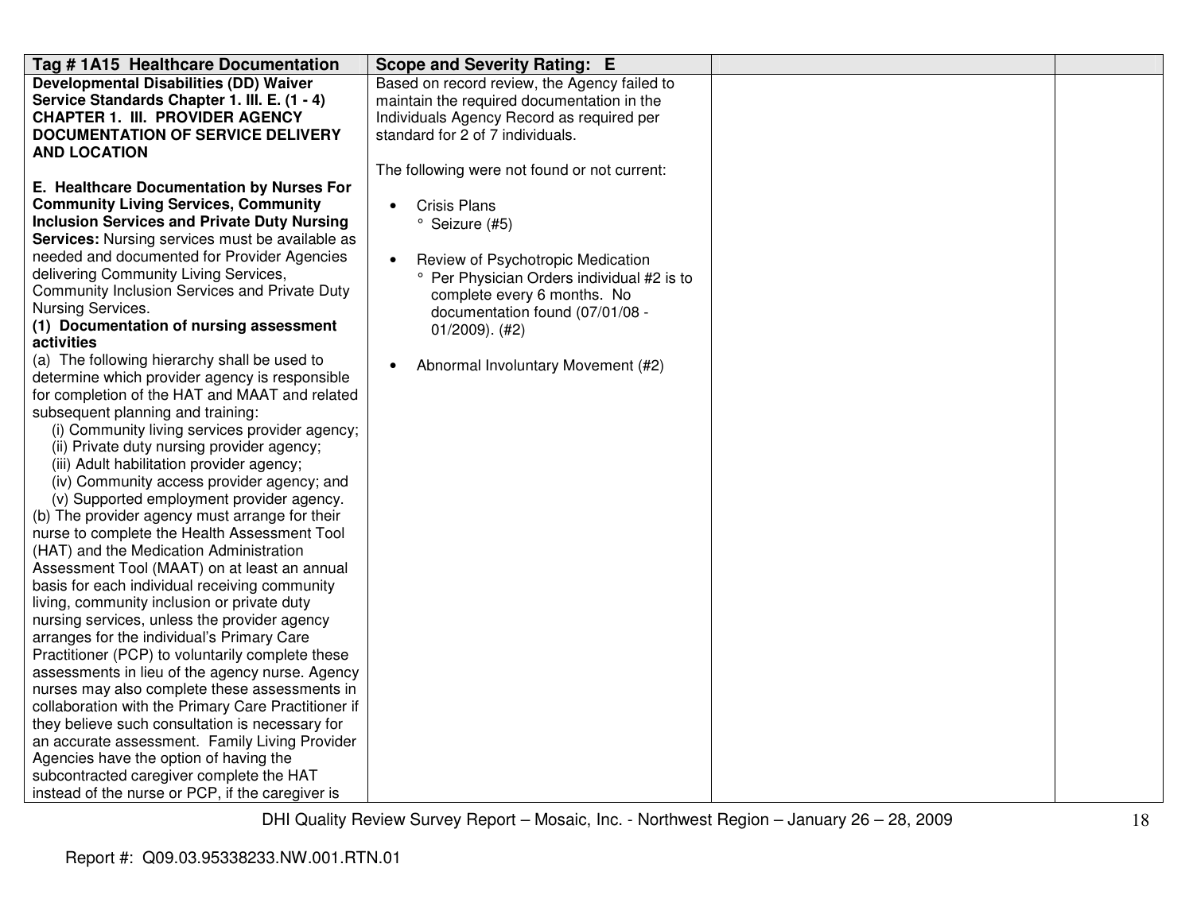| Tag # 1A15 Healthcare Documentation | Scope and Severity Rating: E | | |
|---|---|---|---|
| **Developmental Disabilities (DD) Waiver Service Standards Chapter 1. III. E. (1 - 4) CHAPTER 1. III. PROVIDER AGENCY DOCUMENTATION OF SERVICE DELIVERY AND LOCATION**<br><br>**E. Healthcare Documentation by Nurses For Community Living Services, Community Inclusion Services and Private Duty Nursing Services:** Nursing services must be available as needed and documented for Provider Agencies delivering Community Living Services, Community Inclusion Services and Private Duty Nursing Services.<br>**(1) Documentation of nursing assessment activities**<br>(a) The following hierarchy shall be used to determine which provider agency is responsible for completion of the HAT and MAAT and related subsequent planning and training:<br>(i) Community living services provider agency;<br>(ii) Private duty nursing provider agency;<br>(iii) Adult habilitation provider agency;<br>(iv) Community access provider agency; and<br>(v) Supported employment provider agency.<br>(b) The provider agency must arrange for their nurse to complete the Health Assessment Tool (HAT) and the Medication Administration Assessment Tool (MAAT) on at least an annual basis for each individual receiving community living, community inclusion or private duty nursing services, unless the provider agency arranges for the individual's Primary Care Practitioner (PCP) to voluntarily complete these assessments in lieu of the agency nurse. Agency nurses may also complete these assessments in collaboration with the Primary Care Practitioner if they believe such consultation is necessary for an accurate assessment. Family Living Provider Agencies have the option of having the subcontracted caregiver complete the HAT instead of the nurse or PCP, if the caregiver is | Based on record review, the Agency failed to maintain the required documentation in the Individuals Agency Record as required per standard for 2 of 7 individuals.<br><br>The following were not found or not current:<br><br>• Crisis Plans<br>° Seizure (#5)<br><br>• Review of Psychotropic Medication<br>° Per Physician Orders individual #2 is to complete every 6 months. No documentation found (07/01/08 - 01/2009). (#2)<br><br>• Abnormal Involuntary Movement (#2) | | |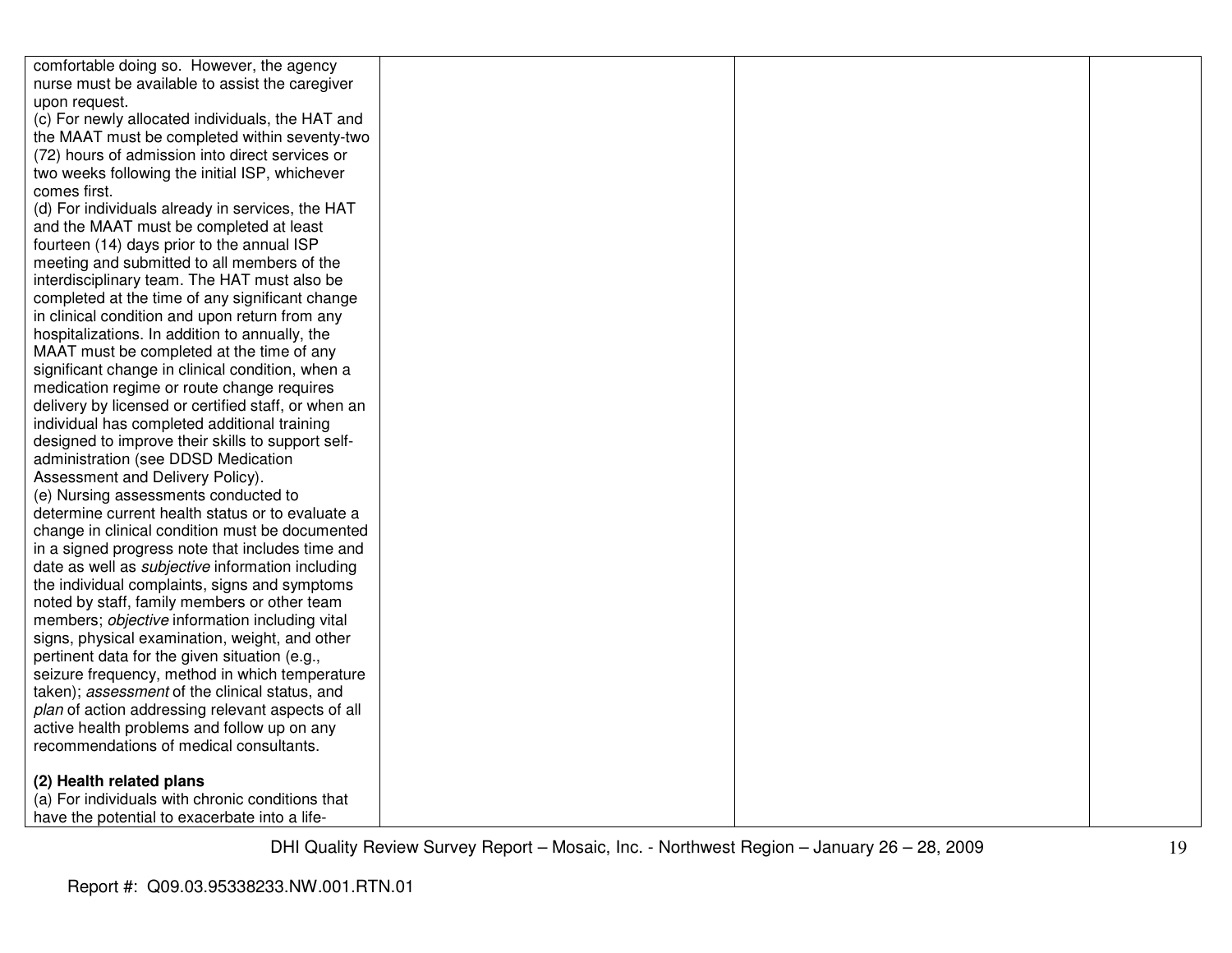| | | | |
|---|---|---|---|
| comfortable doing so. However, the agency nurse must be available to assist the caregiver upon request.<br>(c) For newly allocated individuals, the HAT and the MAAT must be completed within seventy-two (72) hours of admission into direct services or two weeks following the initial ISP, whichever comes first.<br>(d) For individuals already in services, the HAT and the MAAT must be completed at least fourteen (14) days prior to the annual ISP meeting and submitted to all members of the interdisciplinary team. The HAT must also be completed at the time of any significant change in clinical condition and upon return from any hospitalizations. In addition to annually, the MAAT must be completed at the time of any significant change in clinical condition, when a medication regime or route change requires delivery by licensed or certified staff, or when an individual has completed additional training designed to improve their skills to support self-administration (see DDSD Medication Assessment and Delivery Policy).<br>(e) Nursing assessments conducted to determine current health status or to evaluate a change in clinical condition must be documented in a signed progress note that includes time and date as well as *subjective* information including the individual complaints, signs and symptoms noted by staff, family members or other team members; *objective* information including vital signs, physical examination, weight, and other pertinent data for the given situation (e.g., seizure frequency, method in which temperature taken); *assessment* of the clinical status, and *plan* of action addressing relevant aspects of all active health problems and follow up on any recommendations of medical consultants.<br><br>**(2) Health related plans**<br>(a) For individuals with chronic conditions that have the potential to exacerbate into a life- | | | |

Report #: Q09.03.95338233.NW.001.RTN.01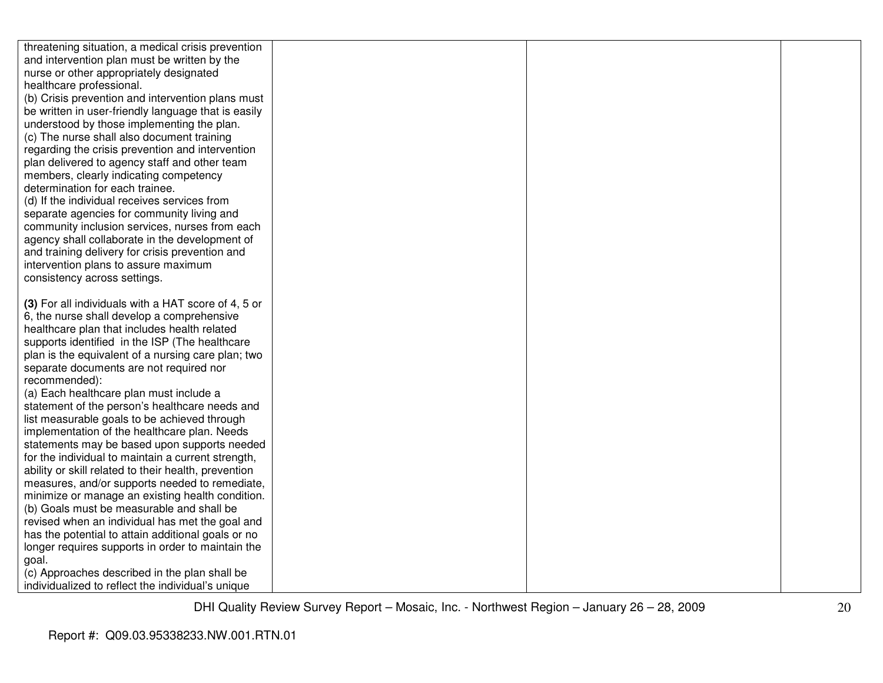| | | | |
|---|---|---|---|
| threatening situation, a medical crisis prevention and intervention plan must be written by the nurse or other appropriately designated healthcare professional.<br>(b) Crisis prevention and intervention plans must be written in user-friendly language that is easily understood by those implementing the plan.<br>(c) The nurse shall also document training regarding the crisis prevention and intervention plan delivered to agency staff and other team members, clearly indicating competency determination for each trainee.<br>(d) If the individual receives services from separate agencies for community living and community inclusion services, nurses from each agency shall collaborate in the development of and training delivery for crisis prevention and intervention plans to assure maximum consistency across settings.<br><br>**(3)** For all individuals with a HAT score of 4, 5 or 6, the nurse shall develop a comprehensive healthcare plan that includes health related supports identified in the ISP (The healthcare plan is the equivalent of a nursing care plan; two separate documents are not required nor recommended):<br>(a) Each healthcare plan must include a statement of the person's healthcare needs and list measurable goals to be achieved through implementation of the healthcare plan. Needs statements may be based upon supports needed for the individual to maintain a current strength, ability or skill related to their health, prevention measures, and/or supports needed to remediate, minimize or manage an existing health condition.<br>(b) Goals must be measurable and shall be revised when an individual has met the goal and has the potential to attain additional goals or no longer requires supports in order to maintain the goal.<br>(c) Approaches described in the plan shall be individualized to reflect the individual's unique | | | |

DHI Quality Review Survey Report – Mosaic, Inc. - Northwest Region – January 26 – 28, 2009

Report #: Q09.03.95338233.NW.001.RTN.01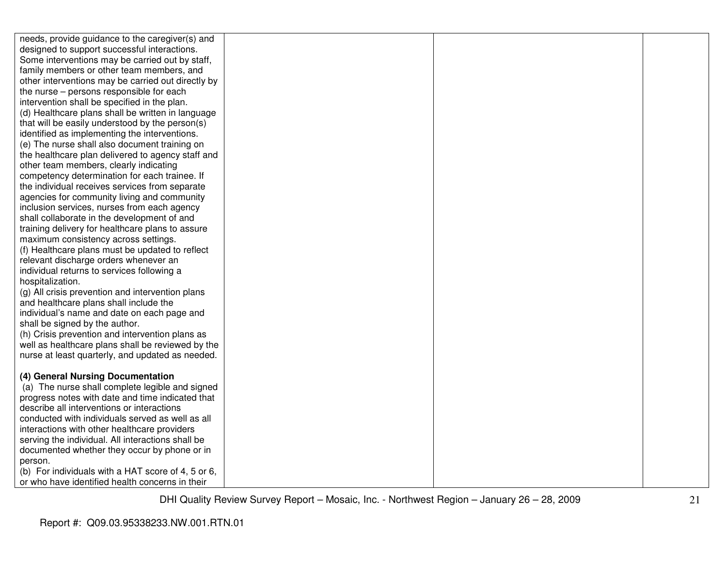| | | | |
|---|---|---|---|
| needs, provide guidance to the caregiver(s) and designed to support successful interactions. Some interventions may be carried out by staff, family members or other team members, and other interventions may be carried out directly by the nurse – persons responsible for each intervention shall be specified in the plan.<br>(d) Healthcare plans shall be written in language that will be easily understood by the person(s) identified as implementing the interventions.<br>(e) The nurse shall also document training on the healthcare plan delivered to agency staff and other team members, clearly indicating competency determination for each trainee. If the individual receives services from separate agencies for community living and community inclusion services, nurses from each agency shall collaborate in the development of and training delivery for healthcare plans to assure maximum consistency across settings.<br>(f) Healthcare plans must be updated to reflect relevant discharge orders whenever an individual returns to services following a hospitalization.<br>(g) All crisis prevention and intervention plans and healthcare plans shall include the individual's name and date on each page and shall be signed by the author.<br>(h) Crisis prevention and intervention plans as well as healthcare plans shall be reviewed by the nurse at least quarterly, and updated as needed.<br><br>**(4) General Nursing Documentation**<br>(a) The nurse shall complete legible and signed progress notes with date and time indicated that describe all interventions or interactions conducted with individuals served as well as all interactions with other healthcare providers serving the individual. All interactions shall be documented whether they occur by phone or in person.<br>(b) For individuals with a HAT score of 4, 5 or 6, or who have identified health concerns in their | | | |

DHI Quality Review Survey Report – Mosaic, Inc. - Northwest Region – January 26 – 28, 2009

Report #: Q09.03.95338233.NW.001.RTN.01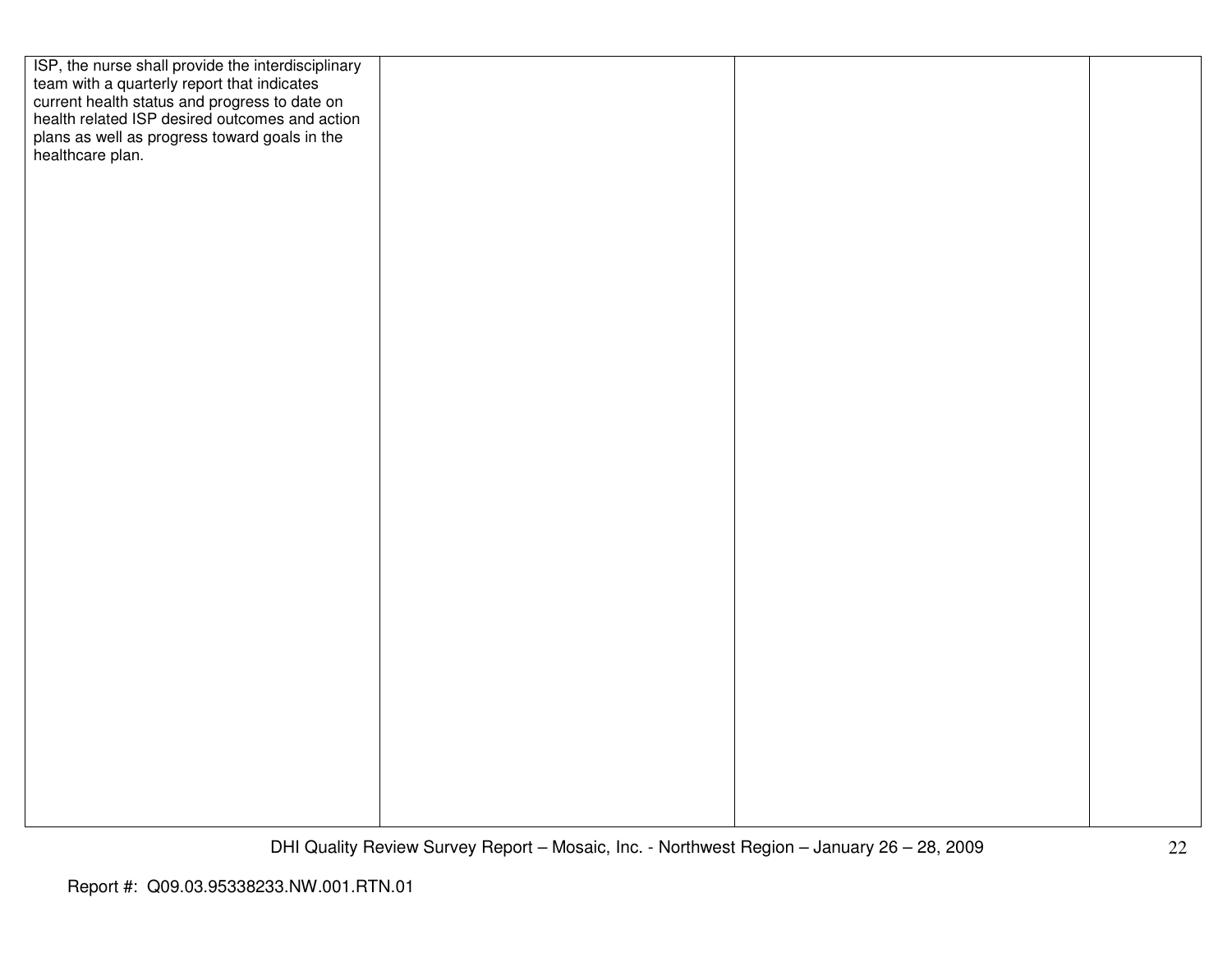| | | | |
|---|---|---|---|
| ISP, the nurse shall provide the interdisciplinary team with a quarterly report that indicates current health status and progress to date on health related ISP desired outcomes and action plans as well as progress toward goals in the healthcare plan. | | | |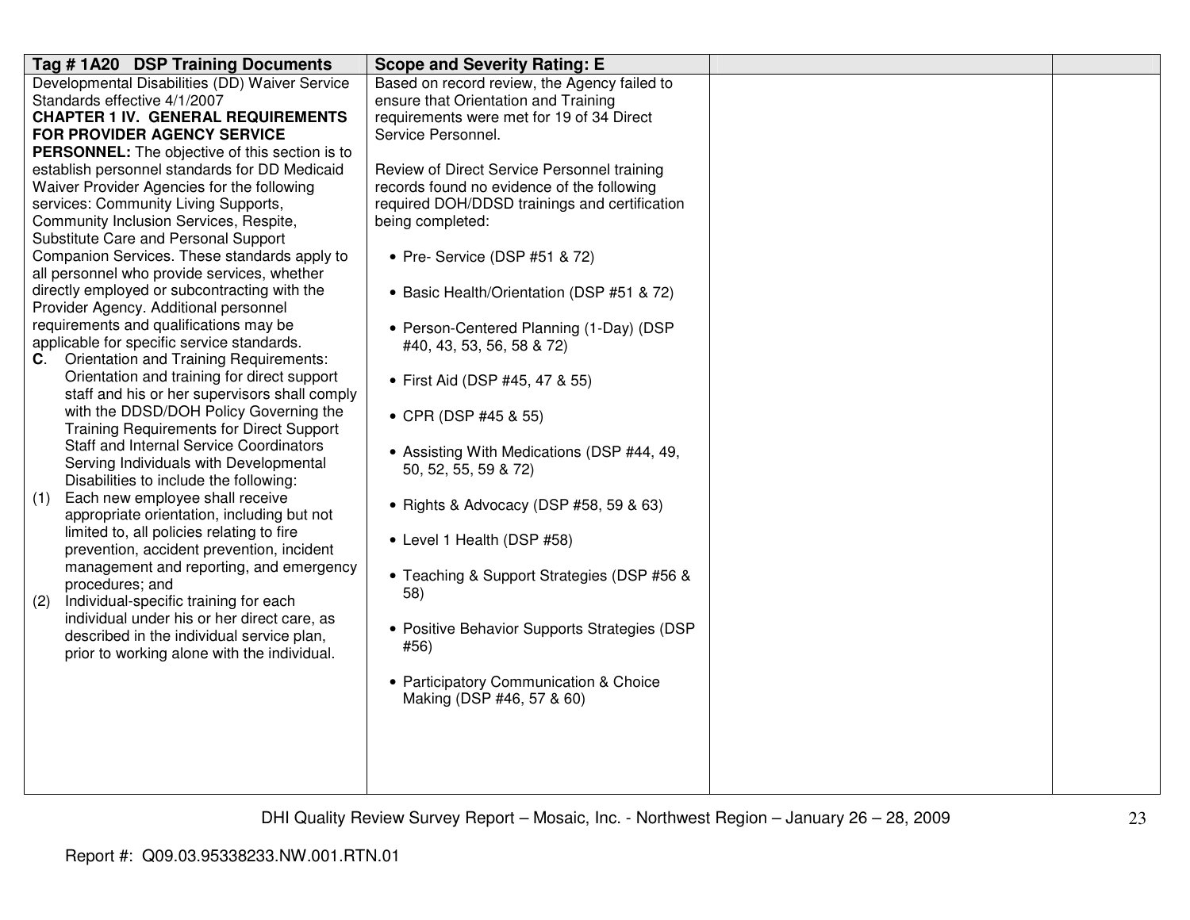| Tag # 1A20 DSP Training Documents | Scope and Severity Rating: E | | |
|---|---|---|---|
| Developmental Disabilities (DD) Waiver Service Standards effective 4/1/2007<br>**CHAPTER 1 IV. GENERAL REQUIREMENTS FOR PROVIDER AGENCY SERVICE PERSONNEL:** The objective of this section is to establish personnel standards for DD Medicaid Waiver Provider Agencies for the following services: Community Living Supports, Community Inclusion Services, Respite, Substitute Care and Personal Support Companion Services. These standards apply to all personnel who provide services, whether directly employed or subcontracting with the Provider Agency. Additional personnel requirements and qualifications may be applicable for specific service standards.<br>**C**. Orientation and Training Requirements: Orientation and training for direct support staff and his or her supervisors shall comply with the DDSD/DOH Policy Governing the Training Requirements for Direct Support Staff and Internal Service Coordinators Serving Individuals with Developmental Disabilities to include the following:<br>(1) Each new employee shall receive appropriate orientation, including but not limited to, all policies relating to fire prevention, accident prevention, incident management and reporting, and emergency procedures; and<br>(2) Individual-specific training for each individual under his or her direct care, as described in the individual service plan, prior to working alone with the individual. | Based on record review, the Agency failed to ensure that Orientation and Training requirements were met for 19 of 34 Direct Service Personnel.<br><br>Review of Direct Service Personnel training records found no evidence of the following required DOH/DDSD trainings and certification being completed:<br><br>• Pre- Service (DSP #51 & 72)<br>• Basic Health/Orientation (DSP #51 & 72)<br>• Person-Centered Planning (1-Day) (DSP #40, 43, 53, 56, 58 & 72)<br>• First Aid (DSP #45, 47 & 55)<br>• CPR (DSP #45 & 55)<br>• Assisting With Medications (DSP #44, 49, 50, 52, 55, 59 & 72)<br>• Rights & Advocacy (DSP #58, 59 & 63)<br>• Level 1 Health (DSP #58)<br>• Teaching & Support Strategies (DSP #56 & 58)<br>• Positive Behavior Supports Strategies (DSP #56)<br>• Participatory Communication & Choice Making (DSP #46, 57 & 60) | | |

DHI Quality Review Survey Report – Mosaic, Inc. - Northwest Region – January 26 – 28, 2009

Report #: Q09.03.95338233.NW.001.RTN.01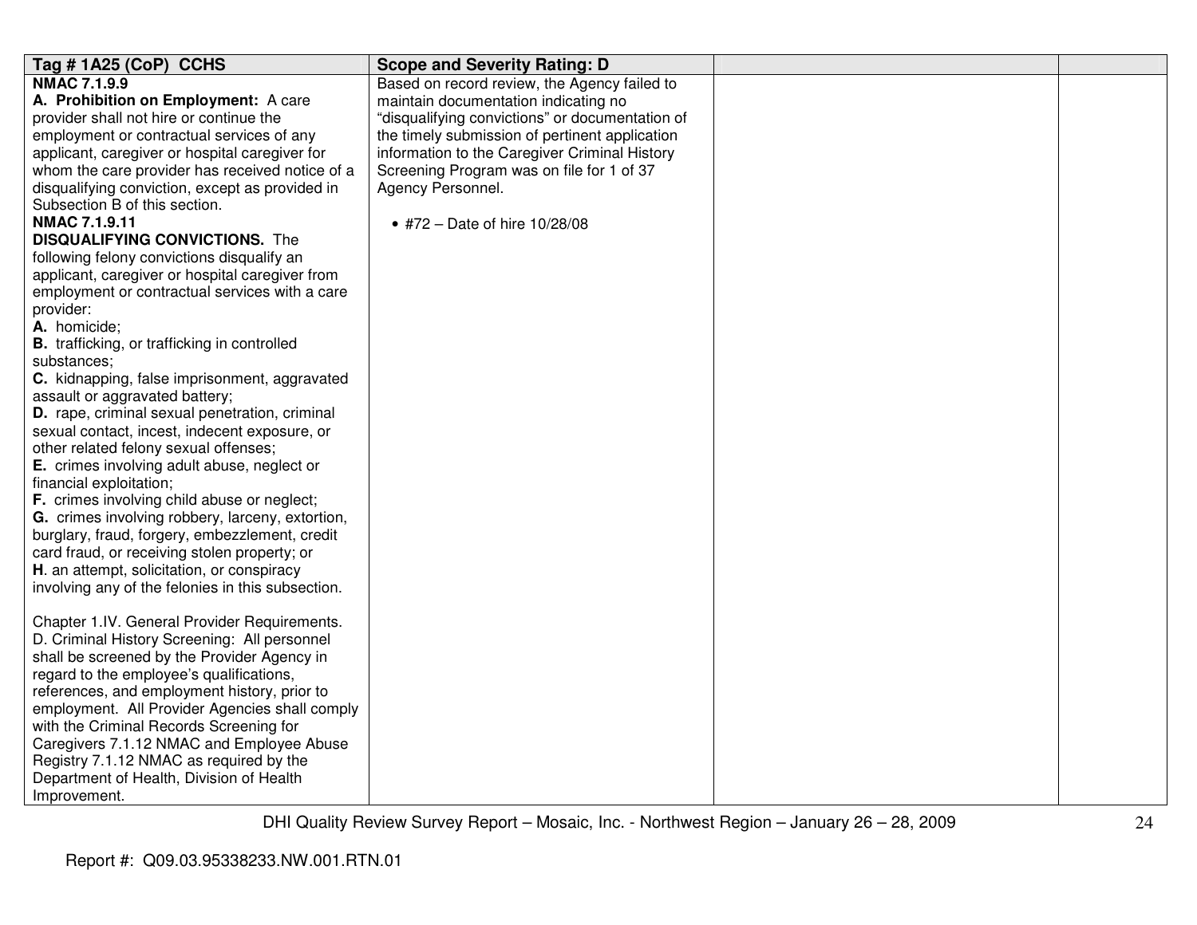| Tag # 1A25 (CoP) CCHS | Scope and Severity Rating: D | | |
|---|---|---|---|
| **NMAC 7.1.9.9**<br>**A. Prohibition on Employment:** A care provider shall not hire or continue the employment or contractual services of any applicant, caregiver or hospital caregiver for whom the care provider has received notice of a disqualifying conviction, except as provided in Subsection B of this section.<br>**NMAC 7.1.9.11**<br>**DISQUALIFYING CONVICTIONS.** The following felony convictions disqualify an applicant, caregiver or hospital caregiver from employment or contractual services with a care provider:<br>**A.** homicide;<br>**B.** trafficking, or trafficking in controlled substances;<br>**C.** kidnapping, false imprisonment, aggravated assault or aggravated battery;<br>**D.** rape, criminal sexual penetration, criminal sexual contact, incest, indecent exposure, or other related felony sexual offenses;<br>**E.** crimes involving adult abuse, neglect or financial exploitation;<br>**F.** crimes involving child abuse or neglect;<br>**G.** crimes involving robbery, larceny, extortion, burglary, fraud, forgery, embezzlement, credit card fraud, or receiving stolen property; or<br>**H**. an attempt, solicitation, or conspiracy involving any of the felonies in this subsection.<br><br>Chapter 1.IV. General Provider Requirements. D. Criminal History Screening: All personnel shall be screened by the Provider Agency in regard to the employee's qualifications, references, and employment history, prior to employment. All Provider Agencies shall comply with the Criminal Records Screening for Caregivers 7.1.12 NMAC and Employee Abuse Registry 7.1.12 NMAC as required by the Department of Health, Division of Health Improvement. | Based on record review, the Agency failed to maintain documentation indicating no "disqualifying convictions" or documentation of the timely submission of pertinent application information to the Caregiver Criminal History Screening Program was on file for 1 of 37 Agency Personnel.<br><br>• #72 – Date of hire 10/28/08 | | |

Report #: Q09.03.95338233.NW.001.RTN.01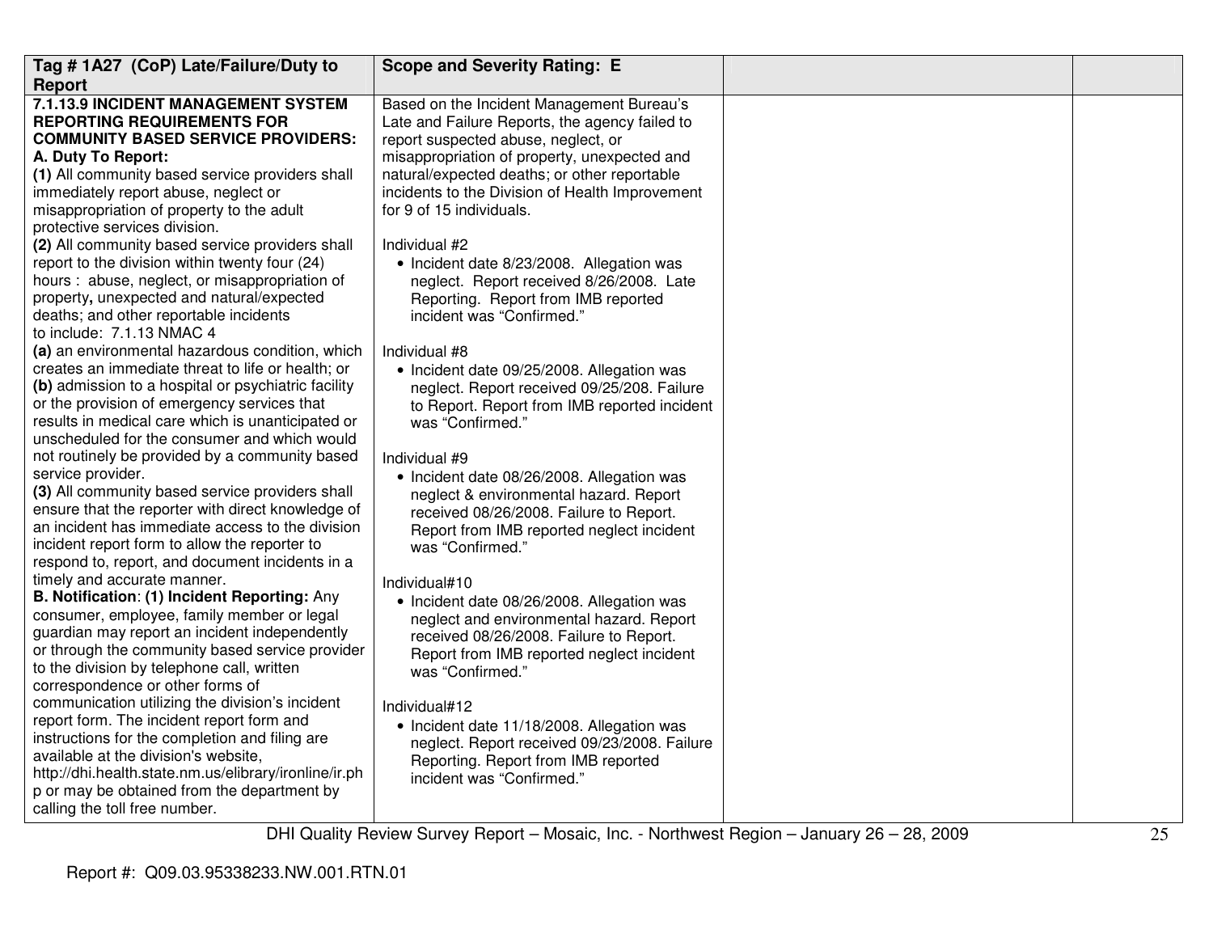| Tag # 1A27 (CoP) Late/Failure/Duty to Report | Scope and Severity Rating: E | | |
|---|---|---|---|
| **7.1.13.9 INCIDENT MANAGEMENT SYSTEM REPORTING REQUIREMENTS FOR COMMUNITY BASED SERVICE PROVIDERS:**<br>**A. Duty To Report:**<br>**(1)** All community based service providers shall immediately report abuse, neglect or misappropriation of property to the adult protective services division.<br>**(2)** All community based service providers shall report to the division within twenty four (24) hours : abuse, neglect, or misappropriation of property**,** unexpected and natural/expected deaths; and other reportable incidents to include: 7.1.13 NMAC 4<br>**(a)** an environmental hazardous condition, which creates an immediate threat to life or health; or<br>**(b)** admission to a hospital or psychiatric facility or the provision of emergency services that results in medical care which is unanticipated or unscheduled for the consumer and which would not routinely be provided by a community based service provider.<br>**(3)** All community based service providers shall ensure that the reporter with direct knowledge of an incident has immediate access to the division incident report form to allow the reporter to respond to, report, and document incidents in a timely and accurate manner.<br>**B. Notification**: **(1) Incident Reporting:** Any consumer, employee, family member or legal guardian may report an incident independently or through the community based service provider to the division by telephone call, written correspondence or other forms of communication utilizing the division's incident report form. The incident report form and instructions for the completion and filing are available at the division's website, http://dhi.health.state.nm.us/elibrary/ironline/ir.php or may be obtained from the department by calling the toll free number. | Based on the Incident Management Bureau's Late and Failure Reports, the agency failed to report suspected abuse, neglect, or misappropriation of property, unexpected and natural/expected deaths; or other reportable incidents to the Division of Health Improvement for 9 of 15 individuals.<br><br>Individual #2<br>• Incident date 8/23/2008. Allegation was neglect. Report received 8/26/2008. Late Reporting. Report from IMB reported incident was "Confirmed."<br><br>Individual #8<br>• Incident date 09/25/2008. Allegation was neglect. Report received 09/25/208. Failure to Report. Report from IMB reported incident was "Confirmed."<br><br>Individual #9<br>• Incident date 08/26/2008. Allegation was neglect & environmental hazard. Report received 08/26/2008. Failure to Report. Report from IMB reported neglect incident was "Confirmed."<br><br>Individual#10<br>• Incident date 08/26/2008. Allegation was neglect and environmental hazard. Report received 08/26/2008. Failure to Report. Report from IMB reported neglect incident was "Confirmed."<br><br>Individual#12<br>• Incident date 11/18/2008. Allegation was neglect. Report received 09/23/2008. Failure Reporting. Report from IMB reported incident was "Confirmed." | | |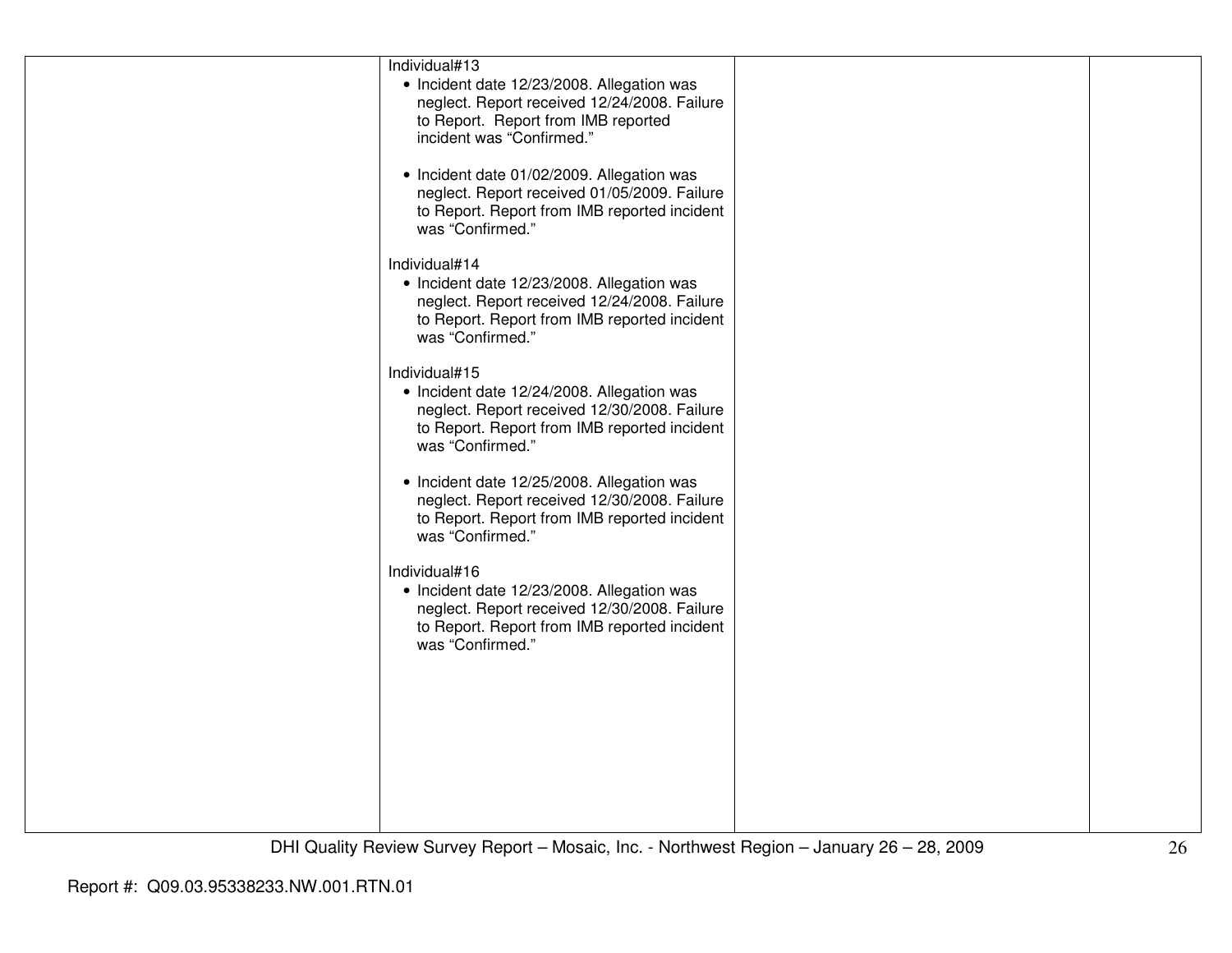| | | | |
|---|---|---|---|
| | Individual#13<br>• Incident date 12/23/2008. Allegation was neglect. Report received 12/24/2008. Failure to Report. Report from IMB reported incident was "Confirmed."<br><br>• Incident date 01/02/2009. Allegation was neglect. Report received 01/05/2009. Failure to Report. Report from IMB reported incident was "Confirmed."<br><br>Individual#14<br>• Incident date 12/23/2008. Allegation was neglect. Report received 12/24/2008. Failure to Report. Report from IMB reported incident was "Confirmed."<br><br>Individual#15<br>• Incident date 12/24/2008. Allegation was neglect. Report received 12/30/2008. Failure to Report. Report from IMB reported incident was "Confirmed."<br><br>• Incident date 12/25/2008. Allegation was neglect. Report received 12/30/2008. Failure to Report. Report from IMB reported incident was "Confirmed."<br><br>Individual#16<br>• Incident date 12/23/2008. Allegation was neglect. Report received 12/30/2008. Failure to Report. Report from IMB reported incident was "Confirmed." | | |

Report #: Q09.03.95338233.NW.001.RTN.01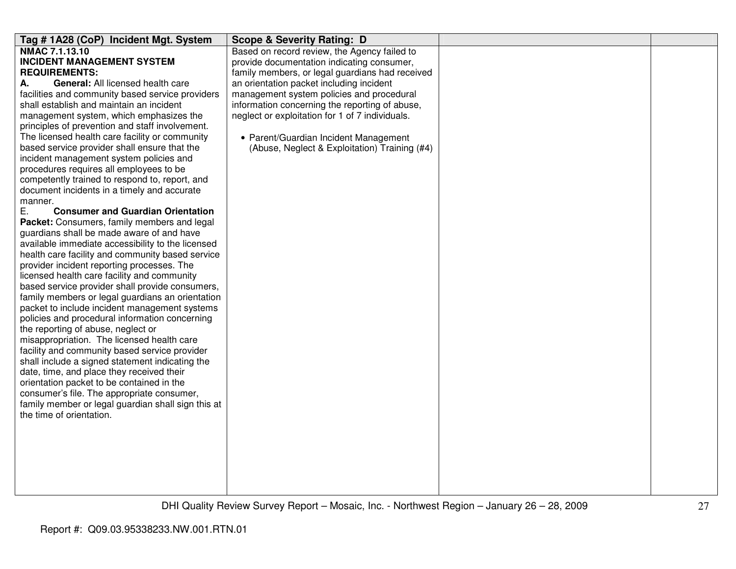| Tag # 1A28 (CoP) Incident Mgt. System | Scope & Severity Rating: D | | |
|---|---|---|---|
| **NMAC 7.1.13.10**<br>**INCIDENT MANAGEMENT SYSTEM REQUIREMENTS:**<br>**A. General:** All licensed health care facilities and community based service providers shall establish and maintain an incident management system, which emphasizes the principles of prevention and staff involvement. The licensed health care facility or community based service provider shall ensure that the incident management system policies and procedures requires all employees to be competently trained to respond to, report, and document incidents in a timely and accurate manner.<br>E. **Consumer and Guardian Orientation Packet:** Consumers, family members and legal guardians shall be made aware of and have available immediate accessibility to the licensed health care facility and community based service provider incident reporting processes. The licensed health care facility and community based service provider shall provide consumers, family members or legal guardians an orientation packet to include incident management systems policies and procedural information concerning the reporting of abuse, neglect or misappropriation. The licensed health care facility and community based service provider shall include a signed statement indicating the date, time, and place they received their orientation packet to be contained in the consumer's file. The appropriate consumer, family member or legal guardian shall sign this at the time of orientation. | Based on record review, the Agency failed to provide documentation indicating consumer, family members, or legal guardians had received an orientation packet including incident management system policies and procedural information concerning the reporting of abuse, neglect or exploitation for 1 of 7 individuals.<br><br>• Parent/Guardian Incident Management (Abuse, Neglect & Exploitation) Training (#4) | | |

Report #: Q09.03.95338233.NW.001.RTN.01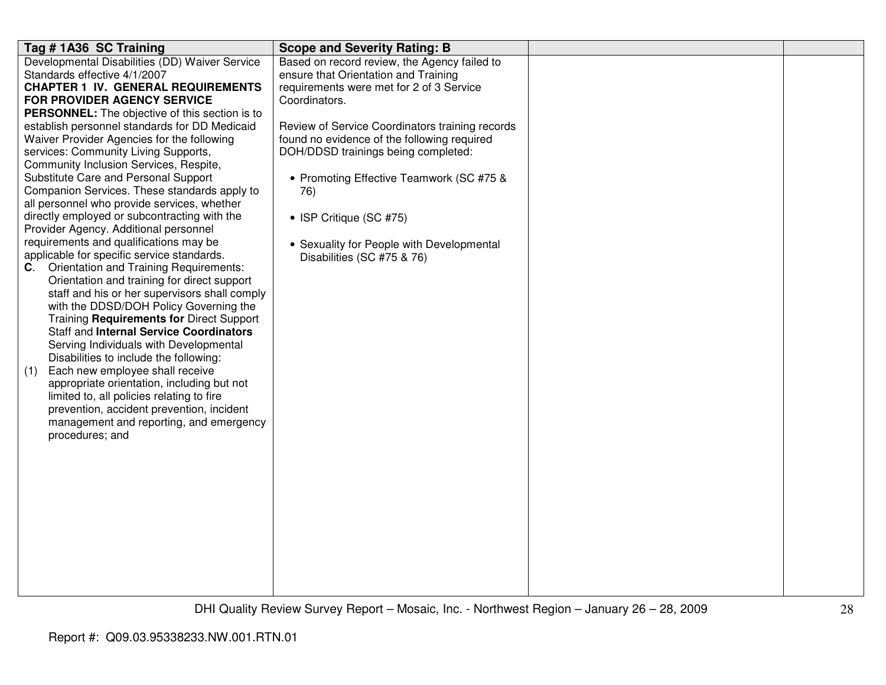| Tag # 1A36 SC Training | Scope and Severity Rating: B | | |
|---|---|---|---|
| Developmental Disabilities (DD) Waiver Service Standards effective 4/1/2007<br>**CHAPTER 1 IV. GENERAL REQUIREMENTS FOR PROVIDER AGENCY SERVICE PERSONNEL:** The objective of this section is to establish personnel standards for DD Medicaid Waiver Provider Agencies for the following services: Community Living Supports, Community Inclusion Services, Respite, Substitute Care and Personal Support Companion Services. These standards apply to all personnel who provide services, whether directly employed or subcontracting with the Provider Agency. Additional personnel requirements and qualifications may be applicable for specific service standards.<br>**C**. Orientation and Training Requirements: Orientation and training for direct support staff and his or her supervisors shall comply with the DDSD/DOH Policy Governing the Training **Requirements for** Direct Support Staff and **Internal Service Coordinators** Serving Individuals with Developmental Disabilities to include the following:<br>(1) Each new employee shall receive appropriate orientation, including but not limited to, all policies relating to fire prevention, accident prevention, incident management and reporting, and emergency procedures; and | Based on record review, the Agency failed to ensure that Orientation and Training requirements were met for 2 of 3 Service Coordinators.<br><br>Review of Service Coordinators training records found no evidence of the following required DOH/DDSD trainings being completed:<br><br>• Promoting Effective Teamwork (SC #75 & 76)<br><br>• ISP Critique (SC #75)<br><br>• Sexuality for People with Developmental Disabilities (SC #75 & 76) | | |

DHI Quality Review Survey Report – Mosaic, Inc. - Northwest Region – January 26 – 28, 2009

Report #: Q09.03.95338233.NW.001.RTN.01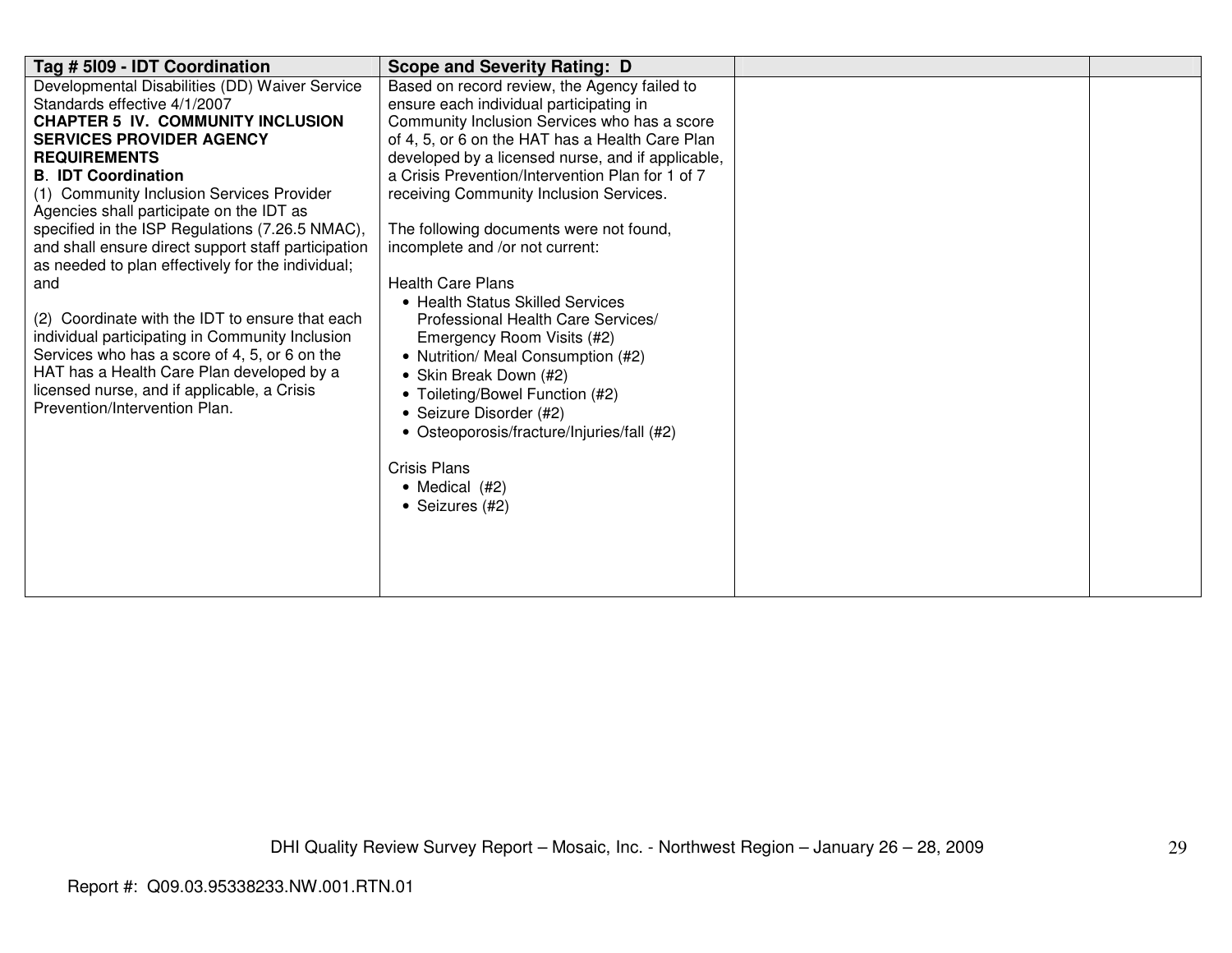| Tag # 5I09 - IDT Coordination | Scope and Severity Rating: D | | |
|---|---|---|---|
| Developmental Disabilities (DD) Waiver Service Standards effective 4/1/2007<br>**CHAPTER 5 IV. COMMUNITY INCLUSION SERVICES PROVIDER AGENCY REQUIREMENTS**<br>**B. IDT Coordination**<br>(1) Community Inclusion Services Provider Agencies shall participate on the IDT as specified in the ISP Regulations (7.26.5 NMAC), and shall ensure direct support staff participation as needed to plan effectively for the individual; and<br><br>(2) Coordinate with the IDT to ensure that each individual participating in Community Inclusion Services who has a score of 4, 5, or 6 on the HAT has a Health Care Plan developed by a licensed nurse, and if applicable, a Crisis Prevention/Intervention Plan. | Based on record review, the Agency failed to ensure each individual participating in Community Inclusion Services who has a score of 4, 5, or 6 on the HAT has a Health Care Plan developed by a licensed nurse, and if applicable, a Crisis Prevention/Intervention Plan for 1 of 7 receiving Community Inclusion Services.<br><br>The following documents were not found, incomplete and /or not current:<br><br>Health Care Plans<br>• Health Status Skilled Services Professional Health Care Services/ Emergency Room Visits (#2)<br>• Nutrition/ Meal Consumption (#2)<br>• Skin Break Down (#2)<br>• Toileting/Bowel Function (#2)<br>• Seizure Disorder (#2)<br>• Osteoporosis/fracture/Injuries/fall (#2)<br><br>Crisis Plans<br>• Medical (#2)<br>• Seizures (#2) | | |

DHI Quality Review Survey Report – Mosaic, Inc. - Northwest Region – January 26 – 28, 2009

Report #: Q09.03.95338233.NW.001.RTN.01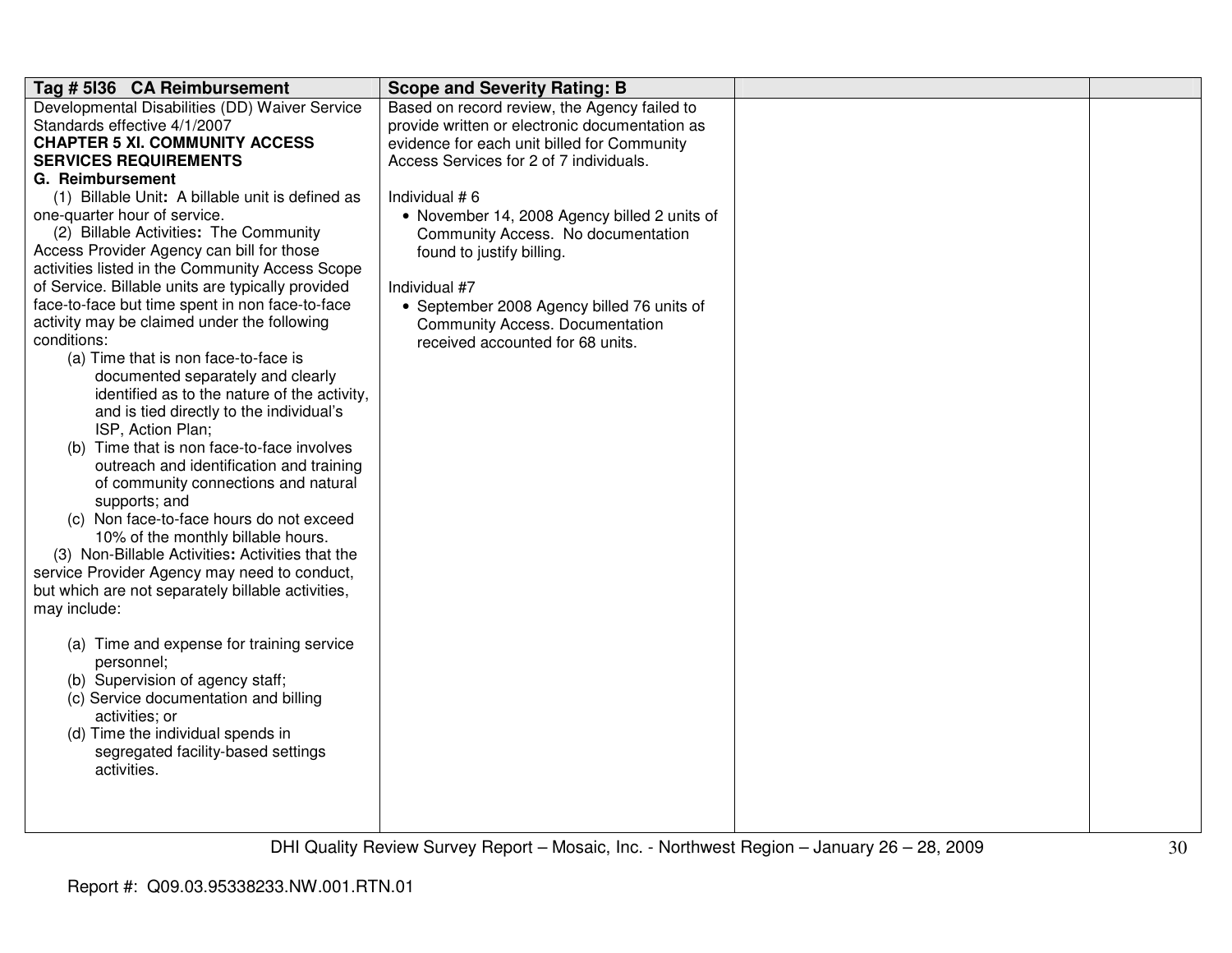| Tag # 5I36 CA Reimbursement | Scope and Severity Rating: B | | |
|---|---|---|---|
| Developmental Disabilities (DD) Waiver Service Standards effective 4/1/2007<br>**CHAPTER 5 XI. COMMUNITY ACCESS SERVICES REQUIREMENTS**<br>**G. Reimbursement**<br>(1) Billable Unit**:** A billable unit is defined as one-quarter hour of service.<br>(2) Billable Activities**:** The Community Access Provider Agency can bill for those activities listed in the Community Access Scope of Service. Billable units are typically provided face-to-face but time spent in non face-to-face activity may be claimed under the following conditions:<br>(a) Time that is non face-to-face is documented separately and clearly identified as to the nature of the activity, and is tied directly to the individual's ISP, Action Plan;<br>(b) Time that is non face-to-face involves outreach and identification and training of community connections and natural supports; and<br>(c) Non face-to-face hours do not exceed 10% of the monthly billable hours.<br>(3) Non-Billable Activities**:** Activities that the service Provider Agency may need to conduct, but which are not separately billable activities, may include:<br>(a) Time and expense for training service personnel;<br>(b) Supervision of agency staff;<br>(c) Service documentation and billing activities; or<br>(d) Time the individual spends in segregated facility-based settings activities. | Based on record review, the Agency failed to provide written or electronic documentation as evidence for each unit billed for Community Access Services for 2 of 7 individuals.<br><br>Individual # 6<br>• November 14, 2008 Agency billed 2 units of Community Access. No documentation found to justify billing.<br><br>Individual #7<br>• September 2008 Agency billed 76 units of Community Access. Documentation received accounted for 68 units. | | |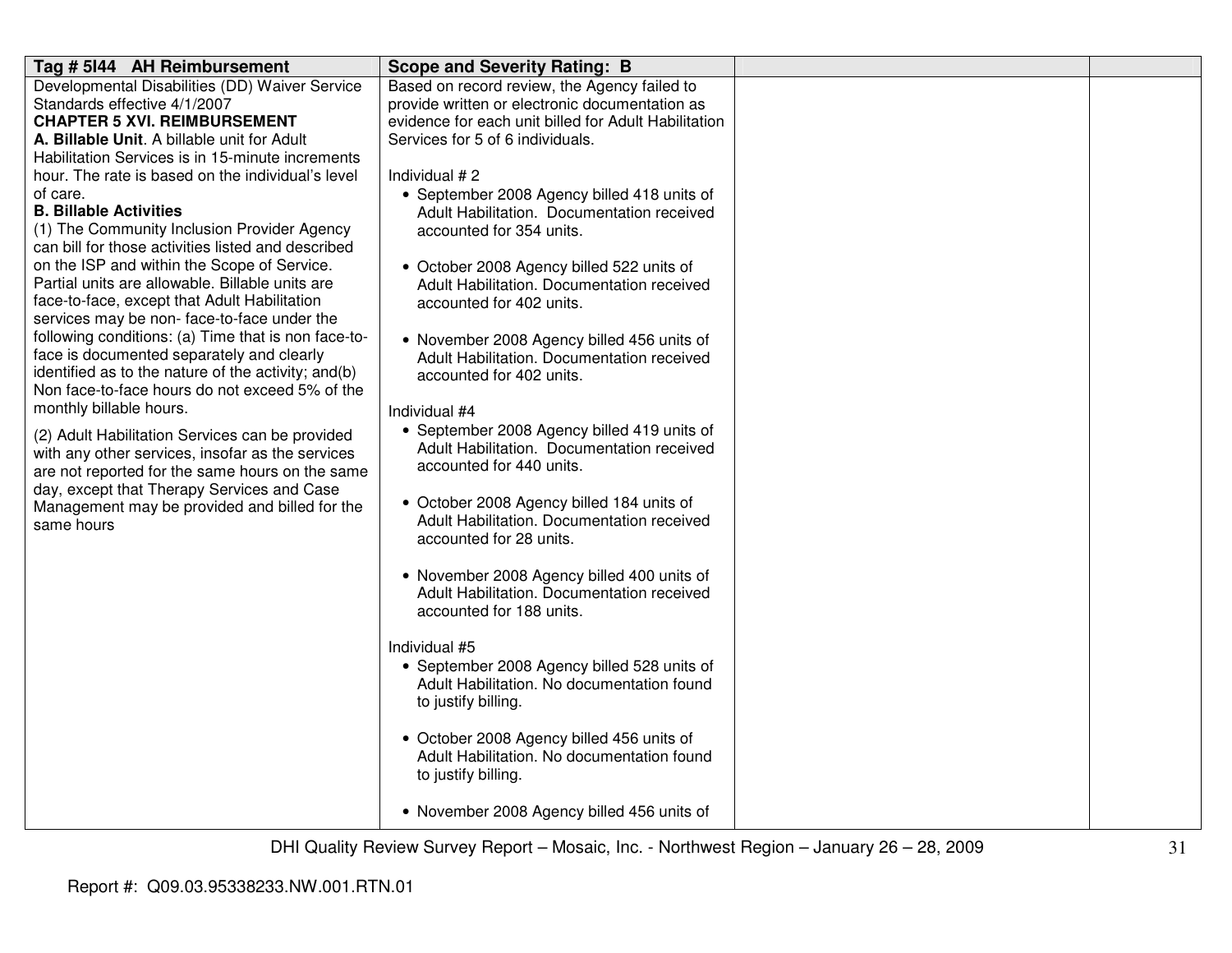| Tag # 5I44 AH Reimbursement | Scope and Severity Rating: B | | |
|---|---|---|---|
| Developmental Disabilities (DD) Waiver Service Standards effective 4/1/2007<br>**CHAPTER 5 XVI. REIMBURSEMENT**<br>**A. Billable Unit**. A billable unit for Adult Habilitation Services is in 15-minute increments hour. The rate is based on the individual's level of care.<br>**B. Billable Activities**<br>(1) The Community Inclusion Provider Agency can bill for those activities listed and described on the ISP and within the Scope of Service. Partial units are allowable. Billable units are face-to-face, except that Adult Habilitation services may be non- face-to-face under the following conditions: (a) Time that is non face-to-face is documented separately and clearly identified as to the nature of the activity; and(b) Non face-to-face hours do not exceed 5% of the monthly billable hours.<br><br>(2) Adult Habilitation Services can be provided with any other services, insofar as the services are not reported for the same hours on the same day, except that Therapy Services and Case Management may be provided and billed for the same hours | Based on record review, the Agency failed to provide written or electronic documentation as evidence for each unit billed for Adult Habilitation Services for 5 of 6 individuals.<br><br>Individual # 2<br>• September 2008 Agency billed 418 units of Adult Habilitation. Documentation received accounted for 354 units.<br><br>• October 2008 Agency billed 522 units of Adult Habilitation. Documentation received accounted for 402 units.<br><br>• November 2008 Agency billed 456 units of Adult Habilitation. Documentation received accounted for 402 units.<br><br>Individual #4<br>• September 2008 Agency billed 419 units of Adult Habilitation. Documentation received accounted for 440 units.<br><br>• October 2008 Agency billed 184 units of Adult Habilitation. Documentation received accounted for 28 units.<br><br>• November 2008 Agency billed 400 units of Adult Habilitation. Documentation received accounted for 188 units.<br><br>Individual #5<br>• September 2008 Agency billed 528 units of Adult Habilitation. No documentation found to justify billing.<br><br>• October 2008 Agency billed 456 units of Adult Habilitation. No documentation found to justify billing.<br><br>• November 2008 Agency billed 456 units of | | |

DHI Quality Review Survey Report – Mosaic, Inc. - Northwest Region – January 26 – 28, 2009

Report #: Q09.03.95338233.NW.001.RTN.01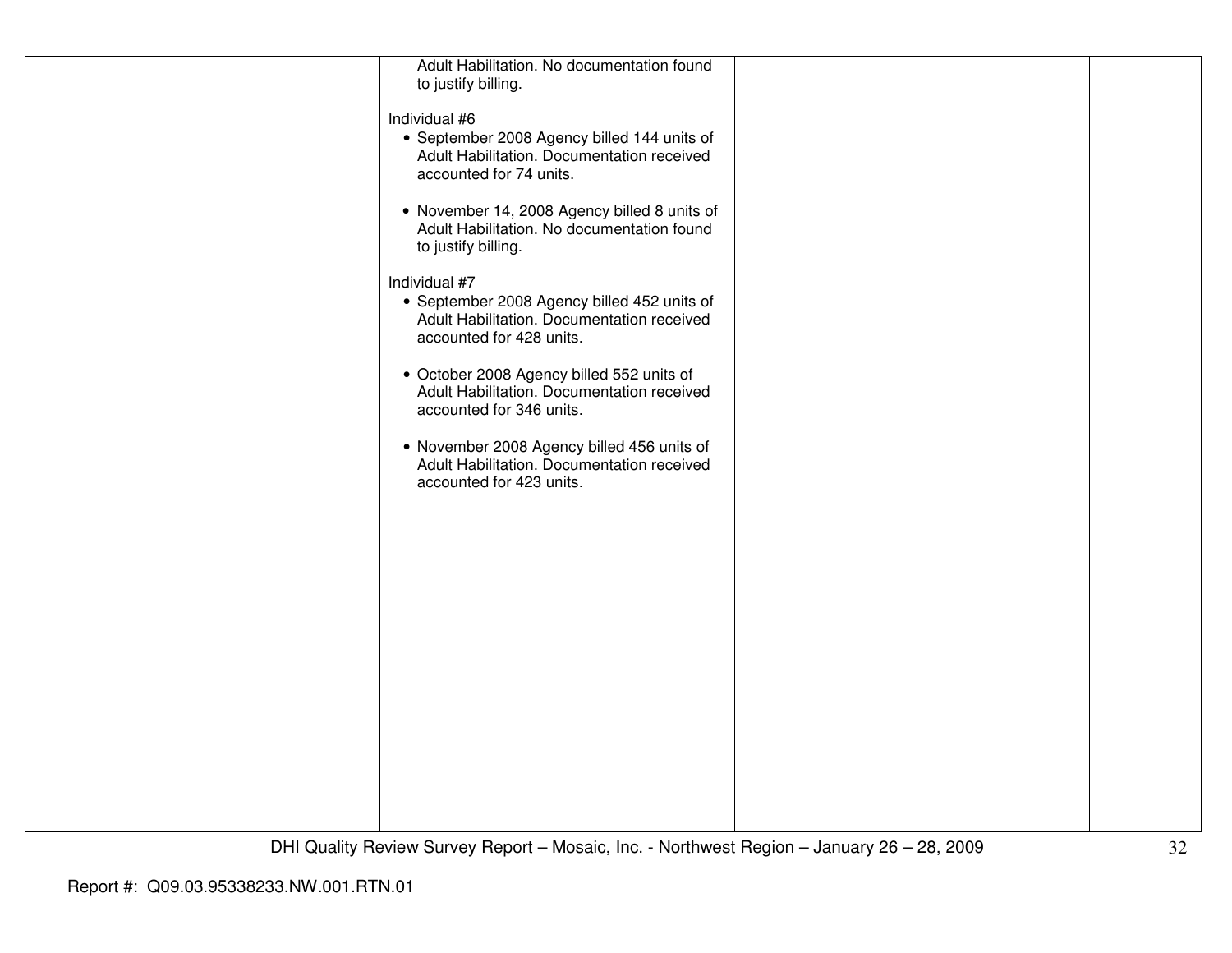| | | | |
|---|---|---|---|
| | Adult Habilitation. No documentation found to justify billing.<br><br>Individual #6<br>• September 2008 Agency billed 144 units of Adult Habilitation. Documentation received accounted for 74 units.<br><br>• November 14, 2008 Agency billed 8 units of Adult Habilitation. No documentation found to justify billing.<br><br>Individual #7<br>• September 2008 Agency billed 452 units of Adult Habilitation. Documentation received accounted for 428 units.<br><br>• October 2008 Agency billed 552 units of Adult Habilitation. Documentation received accounted for 346 units.<br><br>• November 2008 Agency billed 456 units of Adult Habilitation. Documentation received accounted for 423 units. | | |

Report #: Q09.03.95338233.NW.001.RTN.01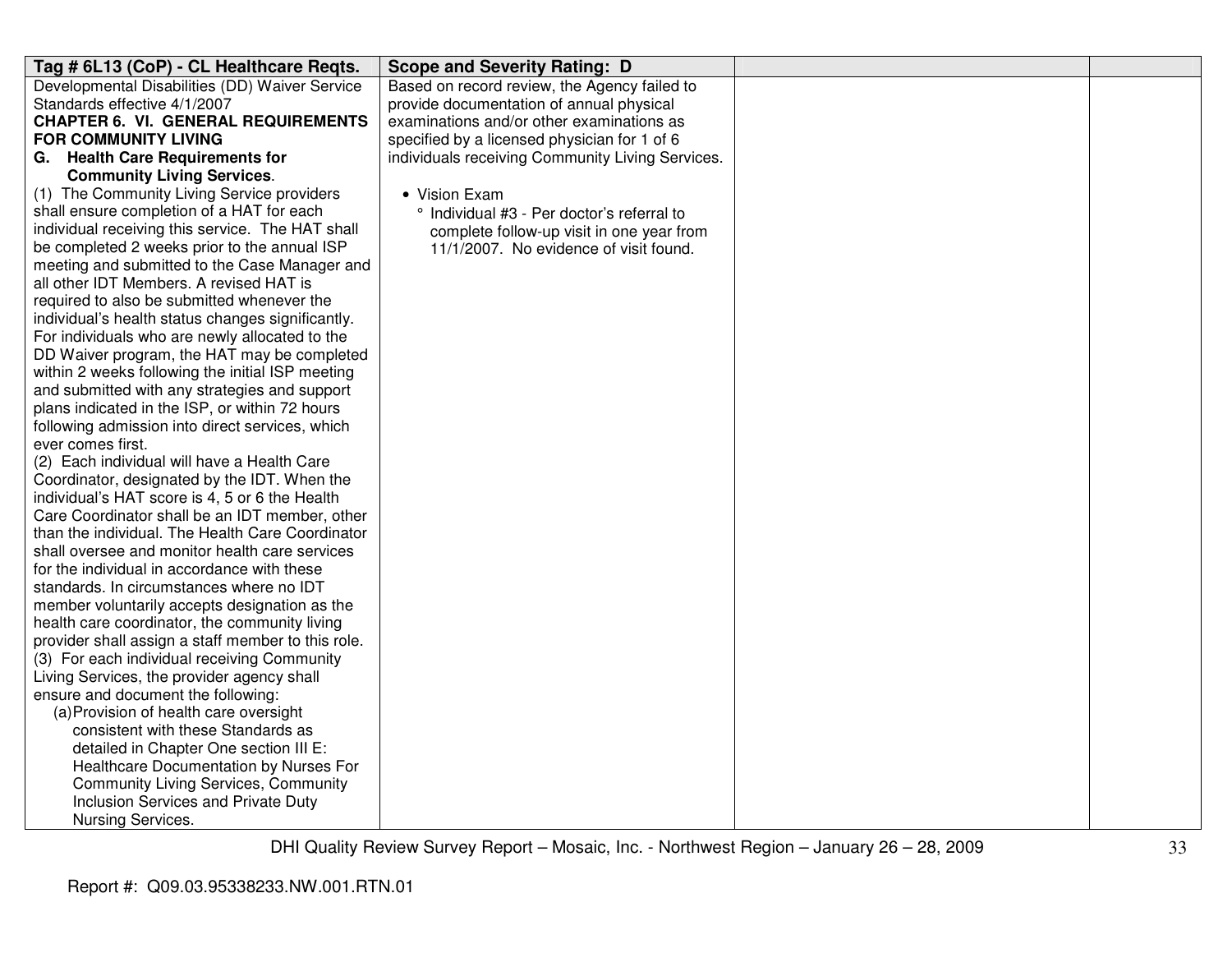| Tag # 6L13 (CoP) - CL Healthcare Reqts. | Scope and Severity Rating: D | | |
|---|---|---|---|
| Developmental Disabilities (DD) Waiver Service Standards effective 4/1/2007<br>**CHAPTER 6. VI. GENERAL REQUIREMENTS FOR COMMUNITY LIVING**<br>**G. Health Care Requirements for Community Living Services**.<br>(1) The Community Living Service providers shall ensure completion of a HAT for each individual receiving this service. The HAT shall be completed 2 weeks prior to the annual ISP meeting and submitted to the Case Manager and all other IDT Members. A revised HAT is required to also be submitted whenever the individual's health status changes significantly. For individuals who are newly allocated to the DD Waiver program, the HAT may be completed within 2 weeks following the initial ISP meeting and submitted with any strategies and support plans indicated in the ISP, or within 72 hours following admission into direct services, which ever comes first.<br>(2) Each individual will have a Health Care Coordinator, designated by the IDT. When the individual's HAT score is 4, 5 or 6 the Health Care Coordinator shall be an IDT member, other than the individual. The Health Care Coordinator shall oversee and monitor health care services for the individual in accordance with these standards. In circumstances where no IDT member voluntarily accepts designation as the health care coordinator, the community living provider shall assign a staff member to this role.<br>(3) For each individual receiving Community Living Services, the provider agency shall ensure and document the following:<br>(a) Provision of health care oversight consistent with these Standards as detailed in Chapter One section III E: Healthcare Documentation by Nurses For Community Living Services, Community Inclusion Services and Private Duty Nursing Services. | Based on record review, the Agency failed to provide documentation of annual physical examinations and/or other examinations as specified by a licensed physician for 1 of 6 individuals receiving Community Living Services.<br><br>• Vision Exam<br>° Individual #3 - Per doctor's referral to complete follow-up visit in one year from 11/1/2007. No evidence of visit found. | | |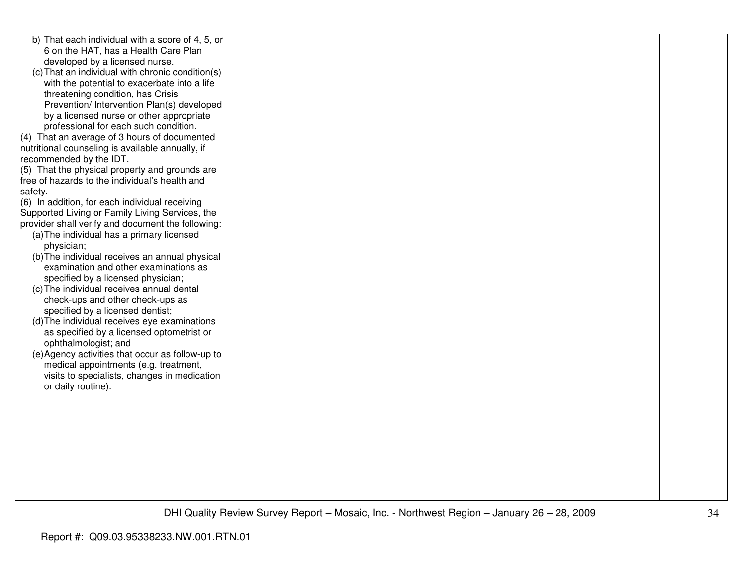| | | | |
|---|---|---|---|
| b) That each individual with a score of 4, 5, or 6 on the HAT, has a Health Care Plan developed by a licensed nurse.<br>(c) That an individual with chronic condition(s) with the potential to exacerbate into a life threatening condition, has Crisis Prevention/ Intervention Plan(s) developed by a licensed nurse or other appropriate professional for each such condition.<br>(4) That an average of 3 hours of documented nutritional counseling is available annually, if recommended by the IDT.<br>(5) That the physical property and grounds are free of hazards to the individual's health and safety.<br>(6) In addition, for each individual receiving Supported Living or Family Living Services, the provider shall verify and document the following:<br>(a) The individual has a primary licensed physician;<br>(b) The individual receives an annual physical examination and other examinations as specified by a licensed physician;<br>(c) The individual receives annual dental check-ups and other check-ups as specified by a licensed dentist;<br>(d) The individual receives eye examinations as specified by a licensed optometrist or ophthalmologist; and<br>(e) Agency activities that occur as follow-up to medical appointments (e.g. treatment, visits to specialists, changes in medication or daily routine). | | | |

Report #: Q09.03.95338233.NW.001.RTN.01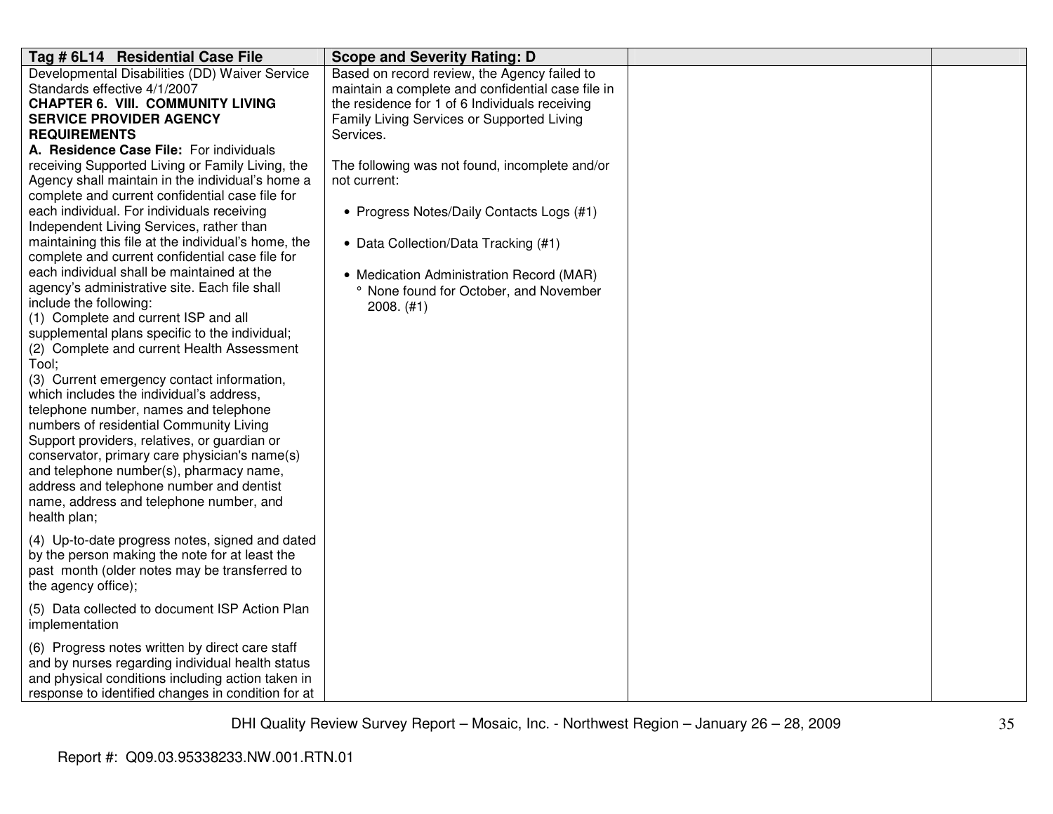| Tag # 6L14 Residential Case File | Scope and Severity Rating: D | | |
|---|---|---|---|
| Developmental Disabilities (DD) Waiver Service Standards effective 4/1/2007<br>**CHAPTER 6. VIII. COMMUNITY LIVING SERVICE PROVIDER AGENCY REQUIREMENTS**<br>**A. Residence Case File:** For individuals receiving Supported Living or Family Living, the Agency shall maintain in the individual's home a complete and current confidential case file for each individual. For individuals receiving Independent Living Services, rather than maintaining this file at the individual's home, the complete and current confidential case file for each individual shall be maintained at the agency's administrative site. Each file shall include the following:<br>(1) Complete and current ISP and all supplemental plans specific to the individual;<br>(2) Complete and current Health Assessment Tool;<br>(3) Current emergency contact information, which includes the individual's address, telephone number, names and telephone numbers of residential Community Living Support providers, relatives, or guardian or conservator, primary care physician's name(s) and telephone number(s), pharmacy name, address and telephone number and dentist name, address and telephone number, and health plan;<br>(4) Up-to-date progress notes, signed and dated by the person making the note for at least the past month (older notes may be transferred to the agency office);<br>(5) Data collected to document ISP Action Plan implementation<br>(6) Progress notes written by direct care staff and by nurses regarding individual health status and physical conditions including action taken in response to identified changes in condition for at | Based on record review, the Agency failed to maintain a complete and confidential case file in the residence for 1 of 6 Individuals receiving Family Living Services or Supported Living Services.<br><br>The following was not found, incomplete and/or not current:<br><br>• Progress Notes/Daily Contacts Logs (#1)<br><br>• Data Collection/Data Tracking (#1)<br><br>• Medication Administration Record (MAR)<br>° None found for October, and November 2008. (#1) | | |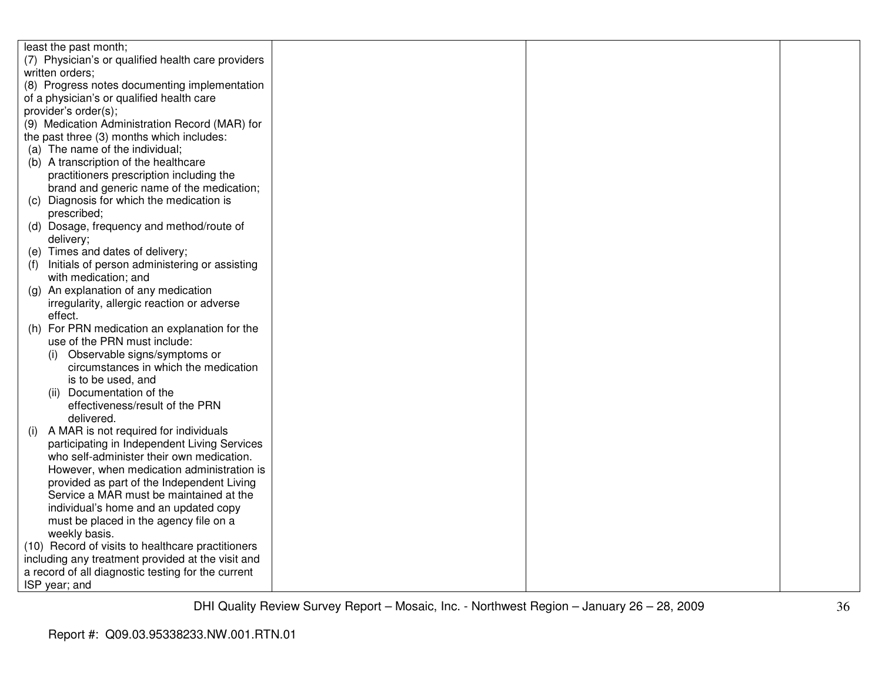| | | | |
|---|---|---|---|
| least the past month;<br>(7) Physician's or qualified health care providers written orders;<br>(8) Progress notes documenting implementation of a physician's or qualified health care provider's order(s);<br>(9) Medication Administration Record (MAR) for the past three (3) months which includes:<br>(a) The name of the individual;<br>(b) A transcription of the healthcare practitioners prescription including the brand and generic name of the medication;<br>(c) Diagnosis for which the medication is prescribed;<br>(d) Dosage, frequency and method/route of delivery;<br>(e) Times and dates of delivery;<br>(f) Initials of person administering or assisting with medication; and<br>(g) An explanation of any medication irregularity, allergic reaction or adverse effect.<br>(h) For PRN medication an explanation for the use of the PRN must include:<br>(i) Observable signs/symptoms or circumstances in which the medication is to be used, and<br>(ii) Documentation of the effectiveness/result of the PRN delivered.<br>(i) A MAR is not required for individuals participating in Independent Living Services who self-administer their own medication. However, when medication administration is provided as part of the Independent Living Service a MAR must be maintained at the individual's home and an updated copy must be placed in the agency file on a weekly basis.<br>(10) Record of visits to healthcare practitioners including any treatment provided at the visit and a record of all diagnostic testing for the current ISP year; and | | | |

DHI Quality Review Survey Report – Mosaic, Inc. - Northwest Region – January 26 – 28, 2009

Report #: Q09.03.95338233.NW.001.RTN.01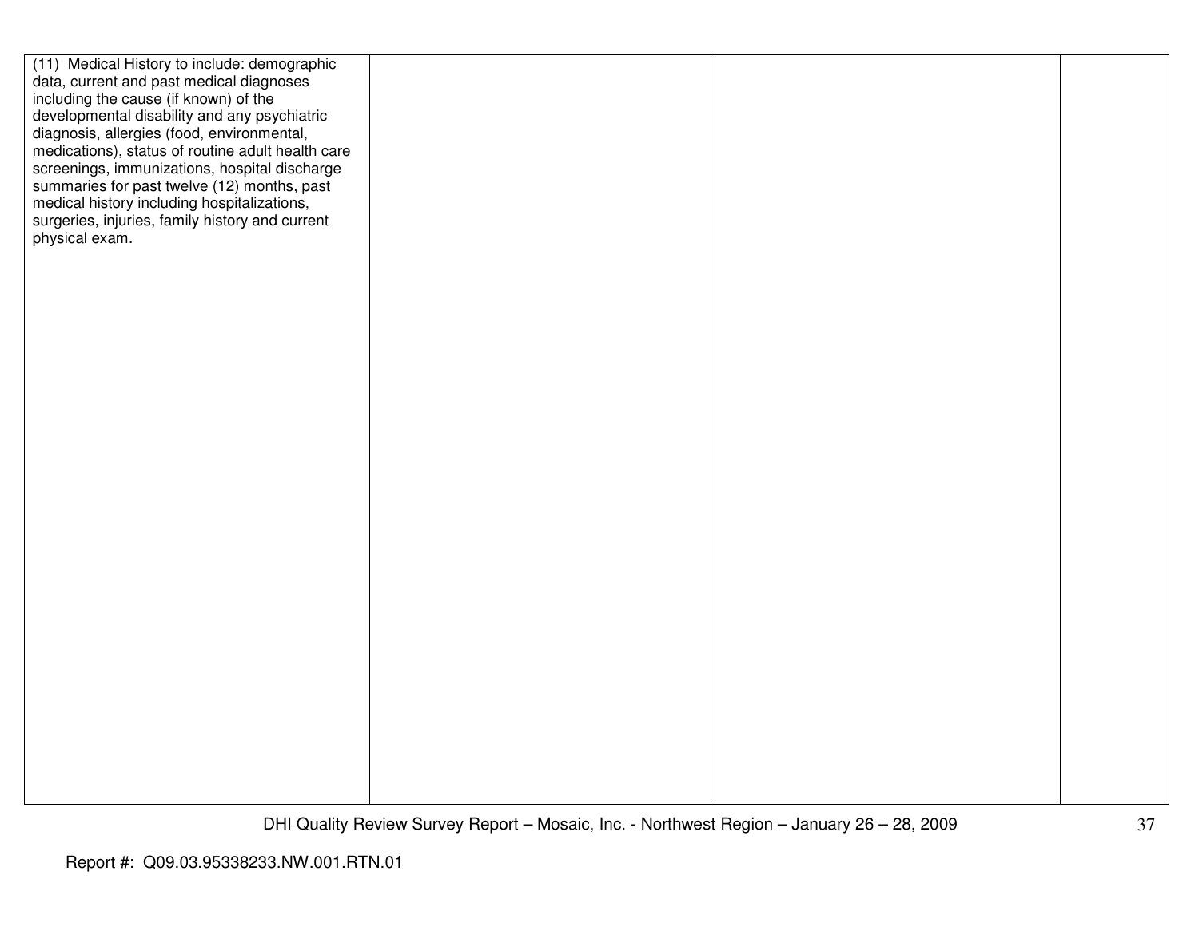| | | | |
|---|---|---|---|
| (11) Medical History to include: demographic data, current and past medical diagnoses including the cause (if known) of the developmental disability and any psychiatric diagnosis, allergies (food, environmental, medications), status of routine adult health care screenings, immunizations, hospital discharge summaries for past twelve (12) months, past medical history including hospitalizations, surgeries, injuries, family history and current physical exam. | | | |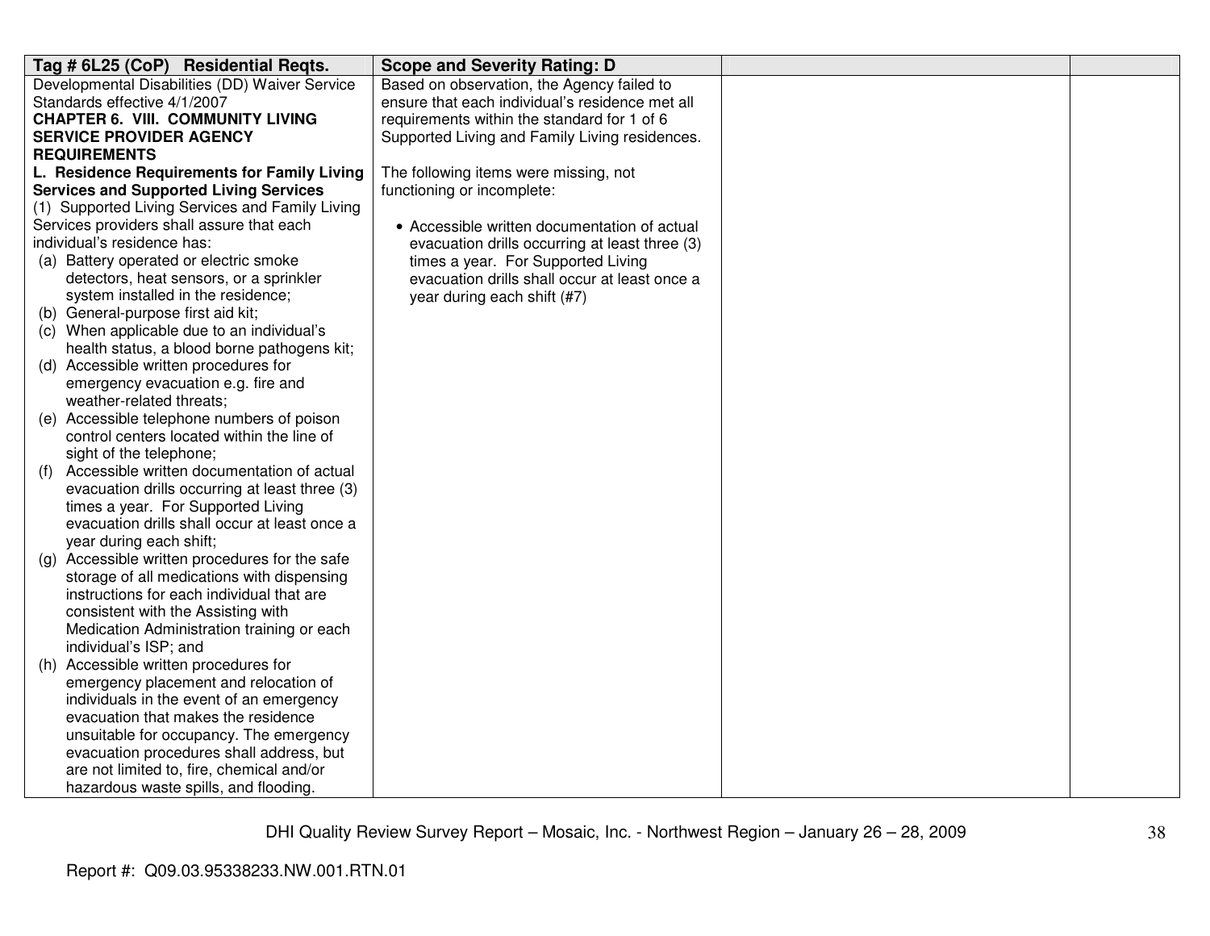| Tag # 6L25 (CoP) Residential Reqts. | Scope and Severity Rating: D | | |
|---|---|---|---|
| Developmental Disabilities (DD) Waiver Service Standards effective 4/1/2007<br>**CHAPTER 6. VIII. COMMUNITY LIVING SERVICE PROVIDER AGENCY REQUIREMENTS**<br>**L. Residence Requirements for Family Living Services and Supported Living Services**<br>(1) Supported Living Services and Family Living Services providers shall assure that each individual's residence has:<br>(a) Battery operated or electric smoke detectors, heat sensors, or a sprinkler system installed in the residence;<br>(b) General-purpose first aid kit;<br>(c) When applicable due to an individual's health status, a blood borne pathogens kit;<br>(d) Accessible written procedures for emergency evacuation e.g. fire and weather-related threats;<br>(e) Accessible telephone numbers of poison control centers located within the line of sight of the telephone;<br>(f) Accessible written documentation of actual evacuation drills occurring at least three (3) times a year. For Supported Living evacuation drills shall occur at least once a year during each shift;<br>(g) Accessible written procedures for the safe storage of all medications with dispensing instructions for each individual that are consistent with the Assisting with Medication Administration training or each individual's ISP; and<br>(h) Accessible written procedures for emergency placement and relocation of individuals in the event of an emergency evacuation that makes the residence unsuitable for occupancy. The emergency evacuation procedures shall address, but are not limited to, fire, chemical and/or hazardous waste spills, and flooding. | Based on observation, the Agency failed to ensure that each individual's residence met all requirements within the standard for 1 of 6 Supported Living and Family Living residences.<br><br>The following items were missing, not functioning or incomplete:<br><br>• Accessible written documentation of actual evacuation drills occurring at least three (3) times a year. For Supported Living evacuation drills shall occur at least once a year during each shift (#7) | | |

DHI Quality Review Survey Report – Mosaic, Inc. - Northwest Region – January 26 – 28, 2009

Report #: Q09.03.95338233.NW.001.RTN.01